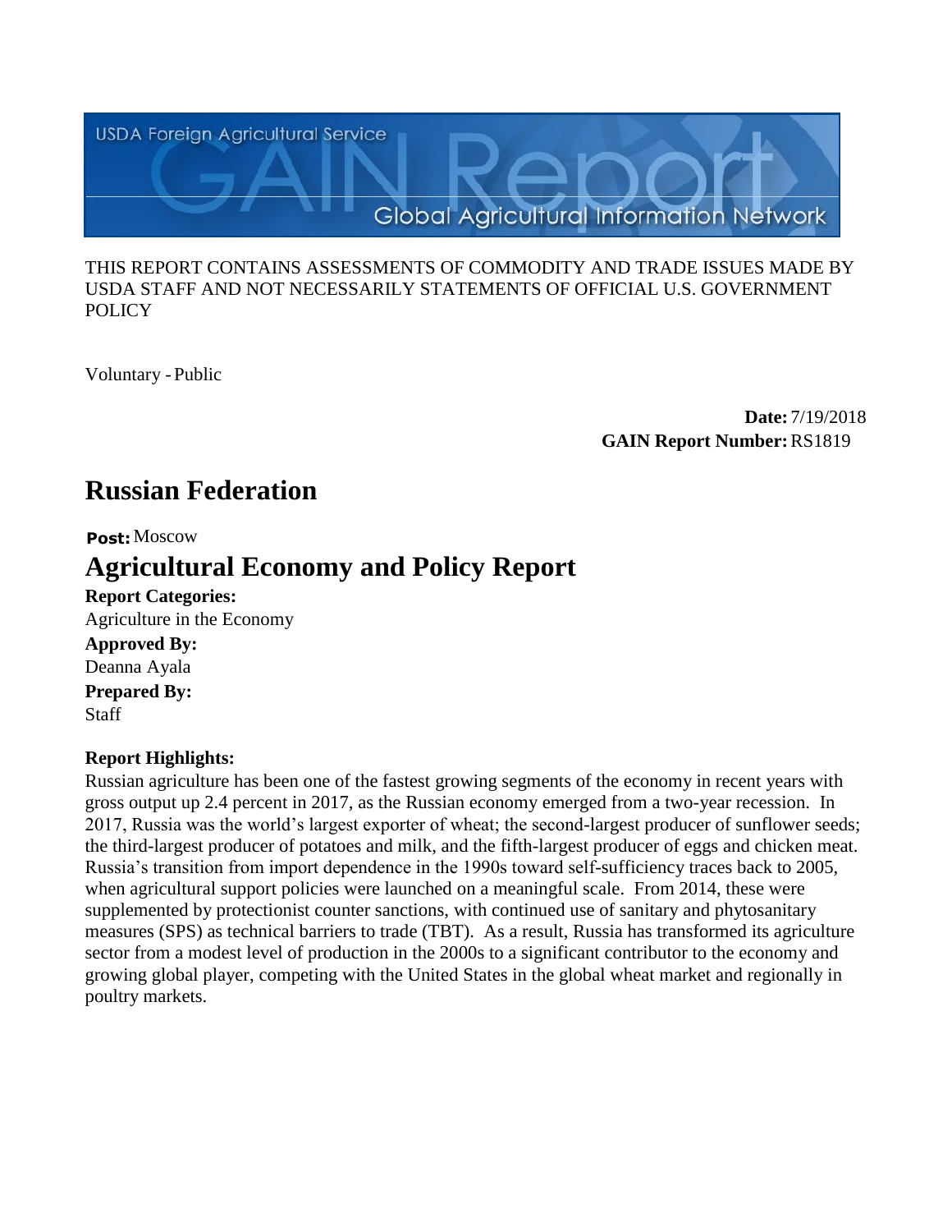USDA Foreign Agricultural Service

# GAIN Report

Global Agricultural Information Network

THIS REPORT CONTAINS ASSESSMENTS OF COMMODITY AND TRADE ISSUES MADE BY USDA STAFF AND NOT NECESSARILY STATEMENTS OF OFFICIAL U.S. GOVERNMENT POLICY

Voluntary - Public

**Date:** 7/19/2018
**GAIN Report Number:** RS1819

# Russian Federation

**Post:** Moscow

# Agricultural Economy and Policy Report

**Report Categories:**
Agriculture in the Economy

**Approved By:**
Deanna Ayala

**Prepared By:**
Staff

**Report Highlights:**

Russian agriculture has been one of the fastest growing segments of the economy in recent years with gross output up 2.4 percent in 2017, as the Russian economy emerged from a two-year recession. In 2017, Russia was the world's largest exporter of wheat; the second-largest producer of sunflower seeds; the third-largest producer of potatoes and milk, and the fifth-largest producer of eggs and chicken meat. Russia's transition from import dependence in the 1990s toward self-sufficiency traces back to 2005, when agricultural support policies were launched on a meaningful scale. From 2014, these were supplemented by protectionist counter sanctions, with continued use of sanitary and phytosanitary measures (SPS) as technical barriers to trade (TBT). As a result, Russia has transformed its agriculture sector from a modest level of production in the 2000s to a significant contributor to the economy and growing global player, competing with the United States in the global wheat market and regionally in poultry markets.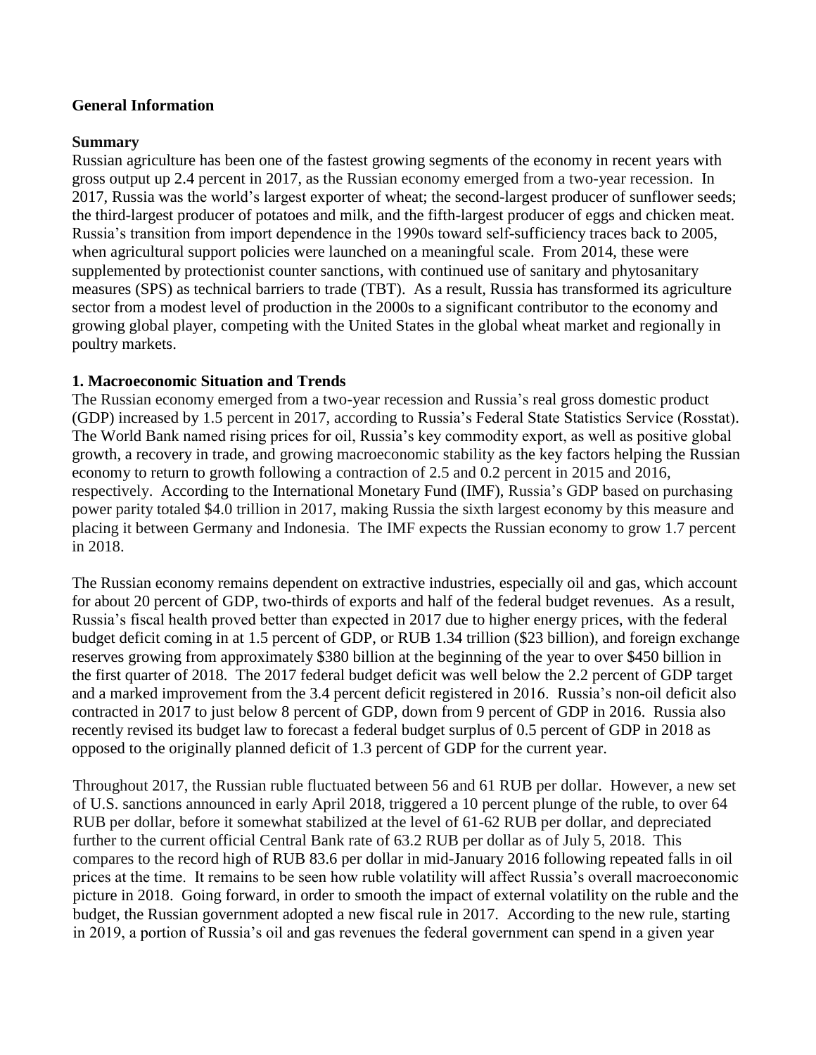**General Information**

**Summary**

Russian agriculture has been one of the fastest growing segments of the economy in recent years with gross output up 2.4 percent in 2017, as the Russian economy emerged from a two-year recession. In 2017, Russia was the world's largest exporter of wheat; the second-largest producer of sunflower seeds; the third-largest producer of potatoes and milk, and the fifth-largest producer of eggs and chicken meat. Russia's transition from import dependence in the 1990s toward self-sufficiency traces back to 2005, when agricultural support policies were launched on a meaningful scale. From 2014, these were supplemented by protectionist counter sanctions, with continued use of sanitary and phytosanitary measures (SPS) as technical barriers to trade (TBT). As a result, Russia has transformed its agriculture sector from a modest level of production in the 2000s to a significant contributor to the economy and growing global player, competing with the United States in the global wheat market and regionally in poultry markets.

**1. Macroeconomic Situation and Trends**

The Russian economy emerged from a two-year recession and Russia's real gross domestic product (GDP) increased by 1.5 percent in 2017, according to Russia's Federal State Statistics Service (Rosstat). The World Bank named rising prices for oil, Russia's key commodity export, as well as positive global growth, a recovery in trade, and growing macroeconomic stability as the key factors helping the Russian economy to return to growth following a contraction of 2.5 and 0.2 percent in 2015 and 2016, respectively. According to the International Monetary Fund (IMF), Russia's GDP based on purchasing power parity totaled $4.0 trillion in 2017, making Russia the sixth largest economy by this measure and placing it between Germany and Indonesia. The IMF expects the Russian economy to grow 1.7 percent in 2018.

The Russian economy remains dependent on extractive industries, especially oil and gas, which account for about 20 percent of GDP, two-thirds of exports and half of the federal budget revenues. As a result, Russia's fiscal health proved better than expected in 2017 due to higher energy prices, with the federal budget deficit coming in at 1.5 percent of GDP, or RUB 1.34 trillion ($23 billion), and foreign exchange reserves growing from approximately $380 billion at the beginning of the year to over $450 billion in the first quarter of 2018. The 2017 federal budget deficit was well below the 2.2 percent of GDP target and a marked improvement from the 3.4 percent deficit registered in 2016. Russia's non-oil deficit also contracted in 2017 to just below 8 percent of GDP, down from 9 percent of GDP in 2016. Russia also recently revised its budget law to forecast a federal budget surplus of 0.5 percent of GDP in 2018 as opposed to the originally planned deficit of 1.3 percent of GDP for the current year.

Throughout 2017, the Russian ruble fluctuated between 56 and 61 RUB per dollar. However, a new set of U.S. sanctions announced in early April 2018, triggered a 10 percent plunge of the ruble, to over 64 RUB per dollar, before it somewhat stabilized at the level of 61-62 RUB per dollar, and depreciated further to the current official Central Bank rate of 63.2 RUB per dollar as of July 5, 2018. This compares to the record high of RUB 83.6 per dollar in mid-January 2016 following repeated falls in oil prices at the time. It remains to be seen how ruble volatility will affect Russia's overall macroeconomic picture in 2018. Going forward, in order to smooth the impact of external volatility on the ruble and the budget, the Russian government adopted a new fiscal rule in 2017. According to the new rule, starting in 2019, a portion of Russia's oil and gas revenues the federal government can spend in a given year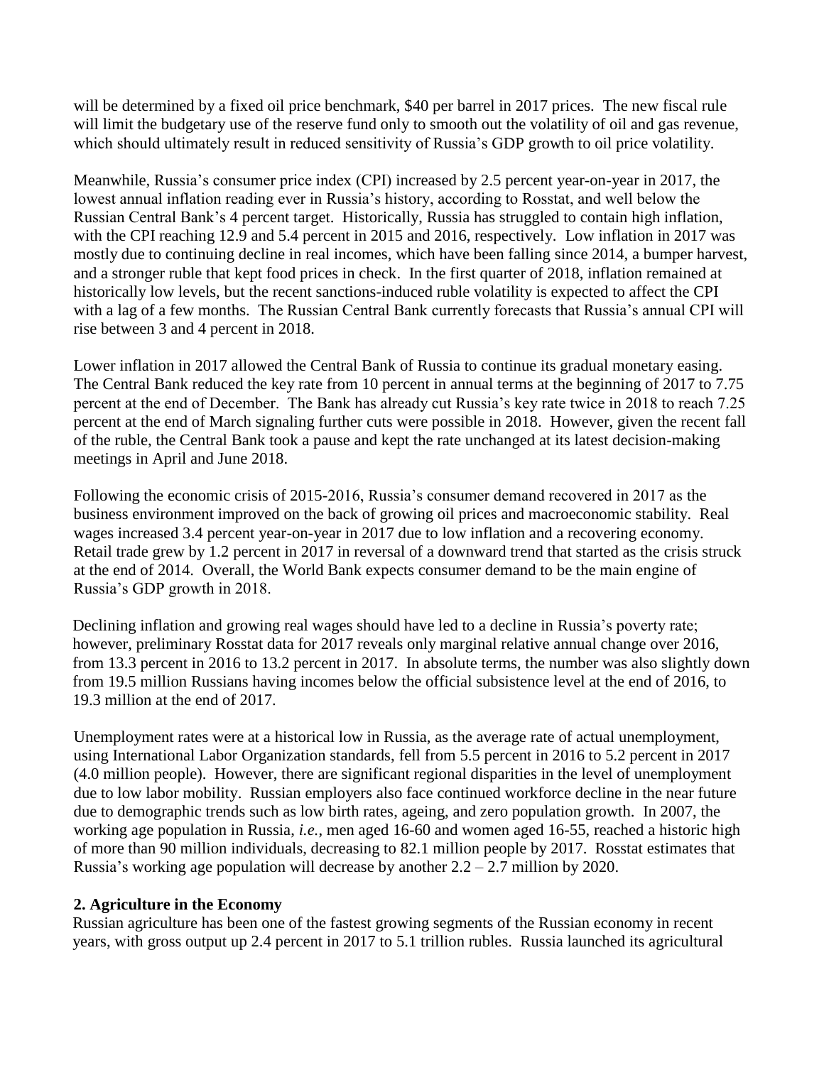will be determined by a fixed oil price benchmark, $40 per barrel in 2017 prices. The new fiscal rule will limit the budgetary use of the reserve fund only to smooth out the volatility of oil and gas revenue, which should ultimately result in reduced sensitivity of Russia's GDP growth to oil price volatility.

Meanwhile, Russia's consumer price index (CPI) increased by 2.5 percent year-on-year in 2017, the lowest annual inflation reading ever in Russia's history, according to Rosstat, and well below the Russian Central Bank's 4 percent target. Historically, Russia has struggled to contain high inflation, with the CPI reaching 12.9 and 5.4 percent in 2015 and 2016, respectively. Low inflation in 2017 was mostly due to continuing decline in real incomes, which have been falling since 2014, a bumper harvest, and a stronger ruble that kept food prices in check. In the first quarter of 2018, inflation remained at historically low levels, but the recent sanctions-induced ruble volatility is expected to affect the CPI with a lag of a few months. The Russian Central Bank currently forecasts that Russia's annual CPI will rise between 3 and 4 percent in 2018.

Lower inflation in 2017 allowed the Central Bank of Russia to continue its gradual monetary easing. The Central Bank reduced the key rate from 10 percent in annual terms at the beginning of 2017 to 7.75 percent at the end of December. The Bank has already cut Russia's key rate twice in 2018 to reach 7.25 percent at the end of March signaling further cuts were possible in 2018. However, given the recent fall of the ruble, the Central Bank took a pause and kept the rate unchanged at its latest decision-making meetings in April and June 2018.

Following the economic crisis of 2015-2016, Russia's consumer demand recovered in 2017 as the business environment improved on the back of growing oil prices and macroeconomic stability. Real wages increased 3.4 percent year-on-year in 2017 due to low inflation and a recovering economy. Retail trade grew by 1.2 percent in 2017 in reversal of a downward trend that started as the crisis struck at the end of 2014. Overall, the World Bank expects consumer demand to be the main engine of Russia's GDP growth in 2018.

Declining inflation and growing real wages should have led to a decline in Russia's poverty rate; however, preliminary Rosstat data for 2017 reveals only marginal relative annual change over 2016, from 13.3 percent in 2016 to 13.2 percent in 2017. In absolute terms, the number was also slightly down from 19.5 million Russians having incomes below the official subsistence level at the end of 2016, to 19.3 million at the end of 2017.

Unemployment rates were at a historical low in Russia, as the average rate of actual unemployment, using International Labor Organization standards, fell from 5.5 percent in 2016 to 5.2 percent in 2017 (4.0 million people). However, there are significant regional disparities in the level of unemployment due to low labor mobility. Russian employers also face continued workforce decline in the near future due to demographic trends such as low birth rates, ageing, and zero population growth. In 2007, the working age population in Russia, *i.e.*, men aged 16-60 and women aged 16-55, reached a historic high of more than 90 million individuals, decreasing to 82.1 million people by 2017. Rosstat estimates that Russia's working age population will decrease by another 2.2 – 2.7 million by 2020.

## 2. Agriculture in the Economy

Russian agriculture has been one of the fastest growing segments of the Russian economy in recent years, with gross output up 2.4 percent in 2017 to 5.1 trillion rubles. Russia launched its agricultural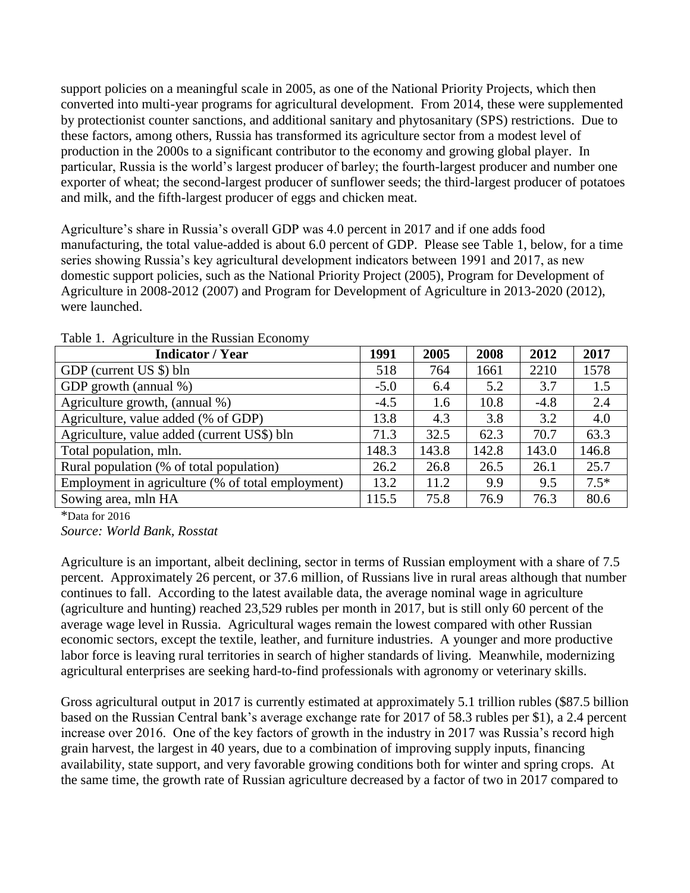support policies on a meaningful scale in 2005, as one of the National Priority Projects, which then converted into multi-year programs for agricultural development. From 2014, these were supplemented by protectionist counter sanctions, and additional sanitary and phytosanitary (SPS) restrictions. Due to these factors, among others, Russia has transformed its agriculture sector from a modest level of production in the 2000s to a significant contributor to the economy and growing global player. In particular, Russia is the world's largest producer of barley; the fourth-largest producer and number one exporter of wheat; the second-largest producer of sunflower seeds; the third-largest producer of potatoes and milk, and the fifth-largest producer of eggs and chicken meat.

Agriculture's share in Russia's overall GDP was 4.0 percent in 2017 and if one adds food manufacturing, the total value-added is about 6.0 percent of GDP. Please see Table 1, below, for a time series showing Russia's key agricultural development indicators between 1991 and 2017, as new domestic support policies, such as the National Priority Project (2005), Program for Development of Agriculture in 2008-2012 (2007) and Program for Development of Agriculture in 2013-2020 (2012), were launched.

Table 1. Agriculture in the Russian Economy

| Indicator / Year | 1991 | 2005 | 2008 | 2012 | 2017 |
|---|---|---|---|---|---|
| GDP (current US $) bln | 518 | 764 | 1661 | 2210 | 1578 |
| GDP growth (annual %) | -5.0 | 6.4 | 5.2 | 3.7 | 1.5 |
| Agriculture growth, (annual %) | -4.5 | 1.6 | 10.8 | -4.8 | 2.4 |
| Agriculture, value added (% of GDP) | 13.8 | 4.3 | 3.8 | 3.2 | 4.0 |
| Agriculture, value added (current US$) bln | 71.3 | 32.5 | 62.3 | 70.7 | 63.3 |
| Total population, mln. | 148.3 | 143.8 | 142.8 | 143.0 | 146.8 |
| Rural population (% of total population) | 26.2 | 26.8 | 26.5 | 26.1 | 25.7 |
| Employment in agriculture (% of total employment) | 13.2 | 11.2 | 9.9 | 9.5 | 7.5* |
| Sowing area, mln HA | 115.5 | 75.8 | 76.9 | 76.3 | 80.6 |

*Data for 2016

*Source: World Bank, Rosstat*

Agriculture is an important, albeit declining, sector in terms of Russian employment with a share of 7.5 percent. Approximately 26 percent, or 37.6 million, of Russians live in rural areas although that number continues to fall. According to the latest available data, the average nominal wage in agriculture (agriculture and hunting) reached 23,529 rubles per month in 2017, but is still only 60 percent of the average wage level in Russia. Agricultural wages remain the lowest compared with other Russian economic sectors, except the textile, leather, and furniture industries. A younger and more productive labor force is leaving rural territories in search of higher standards of living. Meanwhile, modernizing agricultural enterprises are seeking hard-to-find professionals with agronomy or veterinary skills.

Gross agricultural output in 2017 is currently estimated at approximately 5.1 trillion rubles ($87.5 billion based on the Russian Central bank's average exchange rate for 2017 of 58.3 rubles per $1), a 2.4 percent increase over 2016. One of the key factors of growth in the industry in 2017 was Russia's record high grain harvest, the largest in 40 years, due to a combination of improving supply inputs, financing availability, state support, and very favorable growing conditions both for winter and spring crops. At the same time, the growth rate of Russian agriculture decreased by a factor of two in 2017 compared to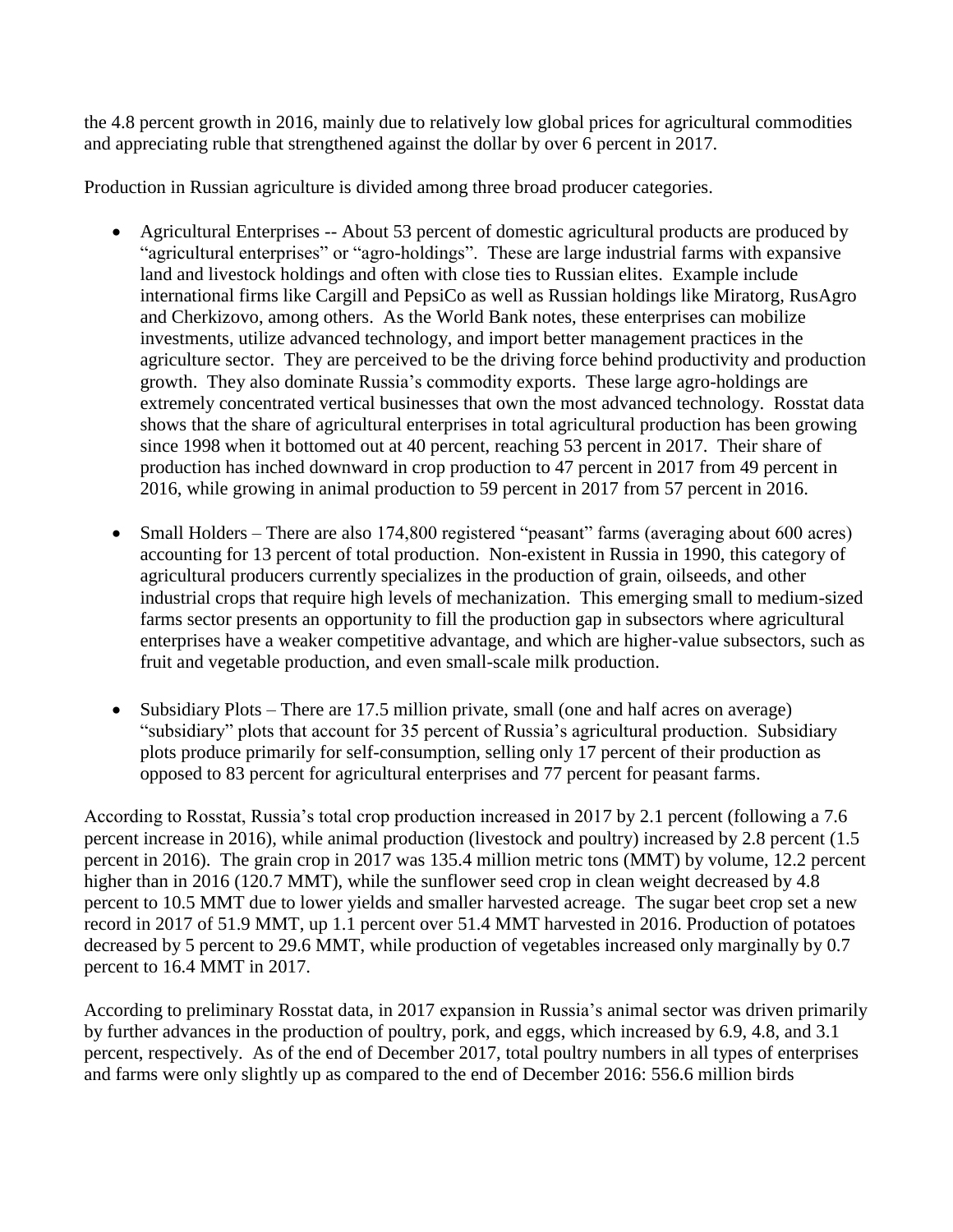the 4.8 percent growth in 2016, mainly due to relatively low global prices for agricultural commodities and appreciating ruble that strengthened against the dollar by over 6 percent in 2017.

Production in Russian agriculture is divided among three broad producer categories.

- Agricultural Enterprises -- About 53 percent of domestic agricultural products are produced by "agricultural enterprises" or "agro-holdings". These are large industrial farms with expansive land and livestock holdings and often with close ties to Russian elites. Example include international firms like Cargill and PepsiCo as well as Russian holdings like Miratorg, RusAgro and Cherkizovo, among others. As the World Bank notes, these enterprises can mobilize investments, utilize advanced technology, and import better management practices in the agriculture sector. They are perceived to be the driving force behind productivity and production growth. They also dominate Russia's commodity exports. These large agro-holdings are extremely concentrated vertical businesses that own the most advanced technology. Rosstat data shows that the share of agricultural enterprises in total agricultural production has been growing since 1998 when it bottomed out at 40 percent, reaching 53 percent in 2017. Their share of production has inched downward in crop production to 47 percent in 2017 from 49 percent in 2016, while growing in animal production to 59 percent in 2017 from 57 percent in 2016.

- Small Holders – There are also 174,800 registered "peasant" farms (averaging about 600 acres) accounting for 13 percent of total production. Non-existent in Russia in 1990, this category of agricultural producers currently specializes in the production of grain, oilseeds, and other industrial crops that require high levels of mechanization. This emerging small to medium-sized farms sector presents an opportunity to fill the production gap in subsectors where agricultural enterprises have a weaker competitive advantage, and which are higher-value subsectors, such as fruit and vegetable production, and even small-scale milk production.

- Subsidiary Plots – There are 17.5 million private, small (one and half acres on average) "subsidiary" plots that account for 35 percent of Russia's agricultural production. Subsidiary plots produce primarily for self-consumption, selling only 17 percent of their production as opposed to 83 percent for agricultural enterprises and 77 percent for peasant farms.

According to Rosstat, Russia's total crop production increased in 2017 by 2.1 percent (following a 7.6 percent increase in 2016), while animal production (livestock and poultry) increased by 2.8 percent (1.5 percent in 2016). The grain crop in 2017 was 135.4 million metric tons (MMT) by volume, 12.2 percent higher than in 2016 (120.7 MMT), while the sunflower seed crop in clean weight decreased by 4.8 percent to 10.5 MMT due to lower yields and smaller harvested acreage. The sugar beet crop set a new record in 2017 of 51.9 MMT, up 1.1 percent over 51.4 MMT harvested in 2016. Production of potatoes decreased by 5 percent to 29.6 MMT, while production of vegetables increased only marginally by 0.7 percent to 16.4 MMT in 2017.

According to preliminary Rosstat data, in 2017 expansion in Russia's animal sector was driven primarily by further advances in the production of poultry, pork, and eggs, which increased by 6.9, 4.8, and 3.1 percent, respectively. As of the end of December 2017, total poultry numbers in all types of enterprises and farms were only slightly up as compared to the end of December 2016: 556.6 million birds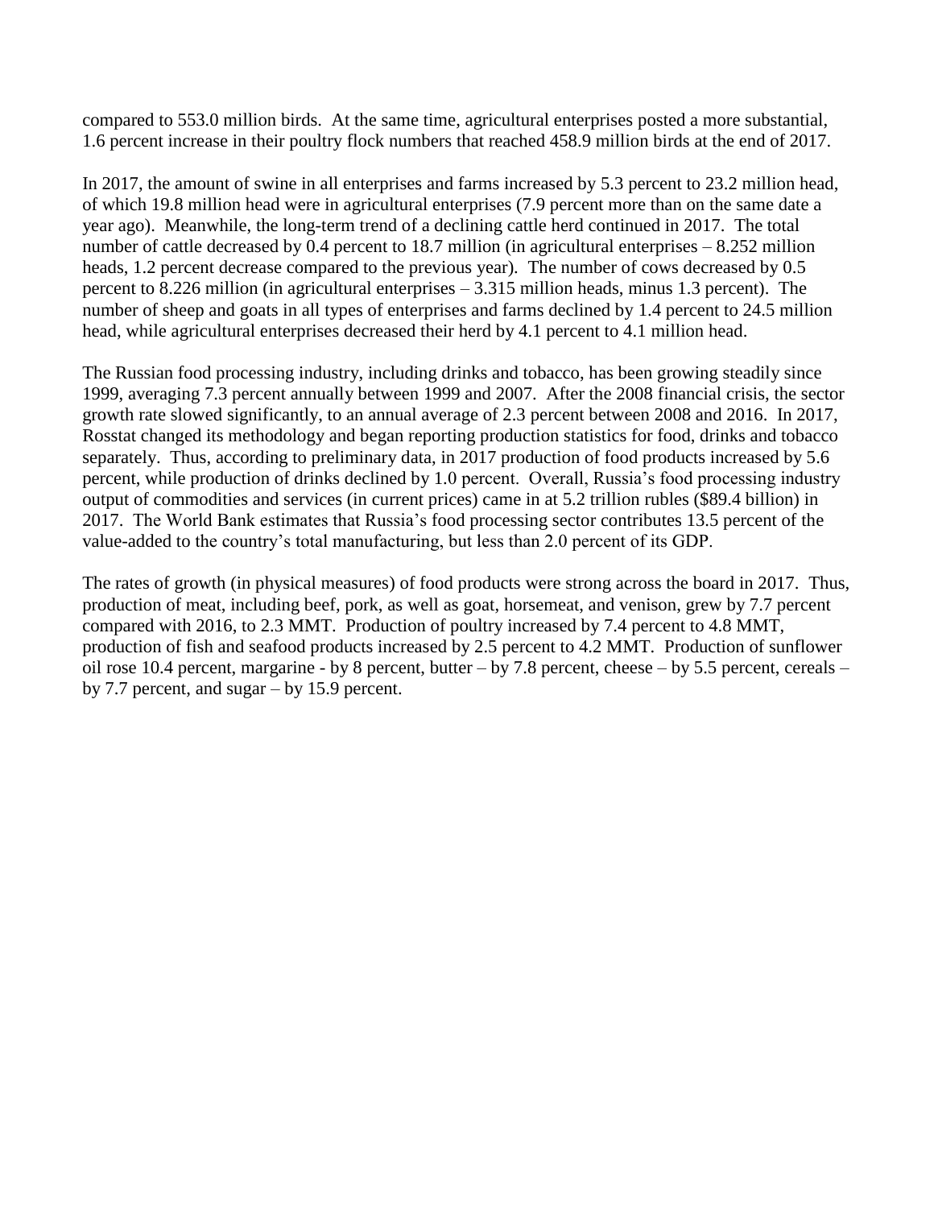compared to 553.0 million birds. At the same time, agricultural enterprises posted a more substantial, 1.6 percent increase in their poultry flock numbers that reached 458.9 million birds at the end of 2017.

In 2017, the amount of swine in all enterprises and farms increased by 5.3 percent to 23.2 million head, of which 19.8 million head were in agricultural enterprises (7.9 percent more than on the same date a year ago). Meanwhile, the long-term trend of a declining cattle herd continued in 2017. The total number of cattle decreased by 0.4 percent to 18.7 million (in agricultural enterprises – 8.252 million heads, 1.2 percent decrease compared to the previous year). The number of cows decreased by 0.5 percent to 8.226 million (in agricultural enterprises – 3.315 million heads, minus 1.3 percent). The number of sheep and goats in all types of enterprises and farms declined by 1.4 percent to 24.5 million head, while agricultural enterprises decreased their herd by 4.1 percent to 4.1 million head.

The Russian food processing industry, including drinks and tobacco, has been growing steadily since 1999, averaging 7.3 percent annually between 1999 and 2007. After the 2008 financial crisis, the sector growth rate slowed significantly, to an annual average of 2.3 percent between 2008 and 2016. In 2017, Rosstat changed its methodology and began reporting production statistics for food, drinks and tobacco separately. Thus, according to preliminary data, in 2017 production of food products increased by 5.6 percent, while production of drinks declined by 1.0 percent. Overall, Russia's food processing industry output of commodities and services (in current prices) came in at 5.2 trillion rubles ($89.4 billion) in 2017. The World Bank estimates that Russia's food processing sector contributes 13.5 percent of the value-added to the country's total manufacturing, but less than 2.0 percent of its GDP.

The rates of growth (in physical measures) of food products were strong across the board in 2017. Thus, production of meat, including beef, pork, as well as goat, horsemeat, and venison, grew by 7.7 percent compared with 2016, to 2.3 MMT. Production of poultry increased by 7.4 percent to 4.8 MMT, production of fish and seafood products increased by 2.5 percent to 4.2 MMT. Production of sunflower oil rose 10.4 percent, margarine - by 8 percent, butter – by 7.8 percent, cheese – by 5.5 percent, cereals – by 7.7 percent, and sugar – by 15.9 percent.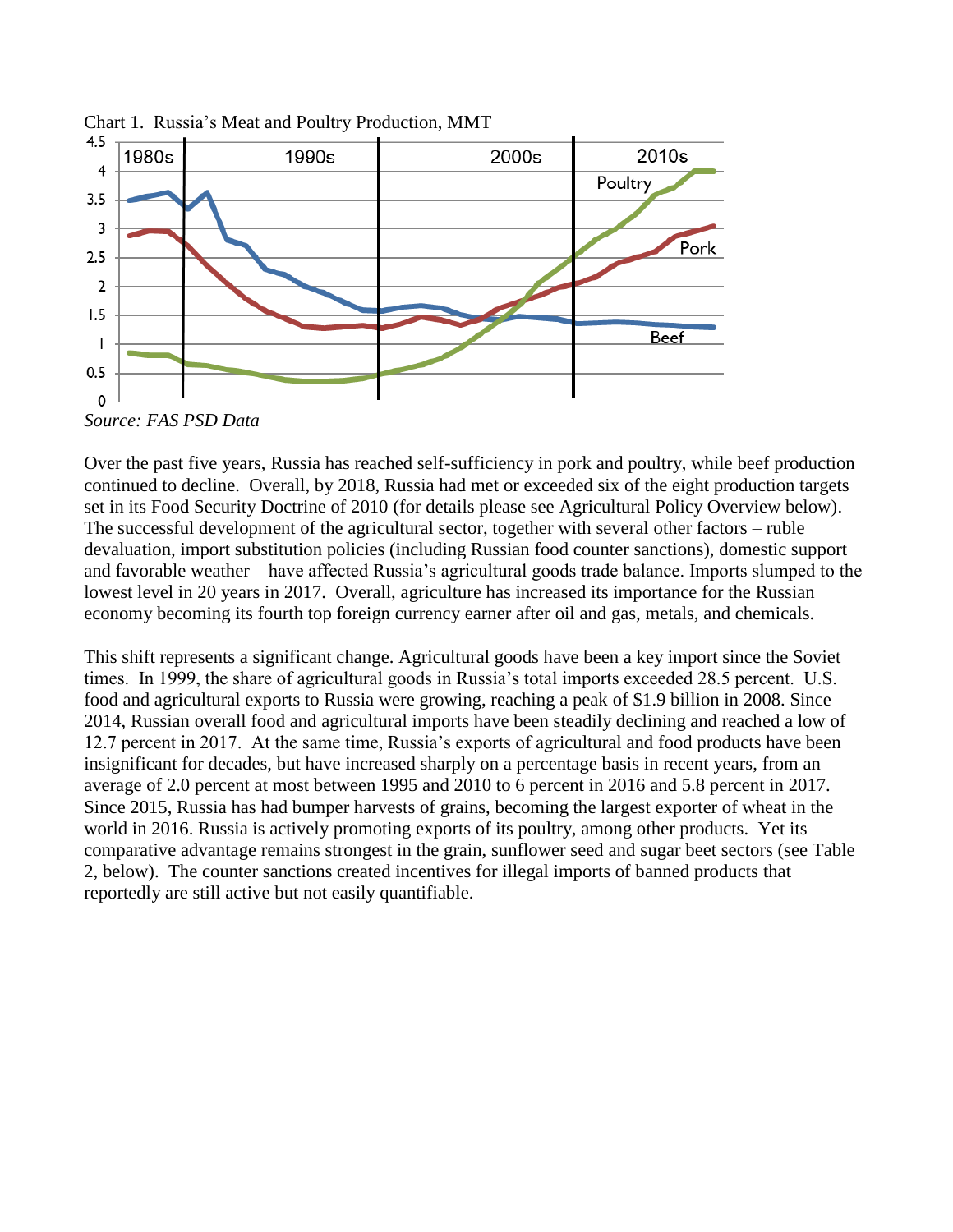Chart 1. Russia's Meat and Poultry Production, MMT

*Source: FAS PSD Data*

Over the past five years, Russia has reached self-sufficiency in pork and poultry, while beef production continued to decline. Overall, by 2018, Russia had met or exceeded six of the eight production targets set in its Food Security Doctrine of 2010 (for details please see Agricultural Policy Overview below). The successful development of the agricultural sector, together with several other factors – ruble devaluation, import substitution policies (including Russian food counter sanctions), domestic support and favorable weather – have affected Russia's agricultural goods trade balance. Imports slumped to the lowest level in 20 years in 2017. Overall, agriculture has increased its importance for the Russian economy becoming its fourth top foreign currency earner after oil and gas, metals, and chemicals.

This shift represents a significant change. Agricultural goods have been a key import since the Soviet times. In 1999, the share of agricultural goods in Russia's total imports exceeded 28.5 percent. U.S. food and agricultural exports to Russia were growing, reaching a peak of $1.9 billion in 2008. Since 2014, Russian overall food and agricultural imports have been steadily declining and reached a low of 12.7 percent in 2017. At the same time, Russia's exports of agricultural and food products have been insignificant for decades, but have increased sharply on a percentage basis in recent years, from an average of 2.0 percent at most between 1995 and 2010 to 6 percent in 2016 and 5.8 percent in 2017. Since 2015, Russia has had bumper harvests of grains, becoming the largest exporter of wheat in the world in 2016. Russia is actively promoting exports of its poultry, among other products. Yet its comparative advantage remains strongest in the grain, sunflower seed and sugar beet sectors (see Table 2, below). The counter sanctions created incentives for illegal imports of banned products that reportedly are still active but not easily quantifiable.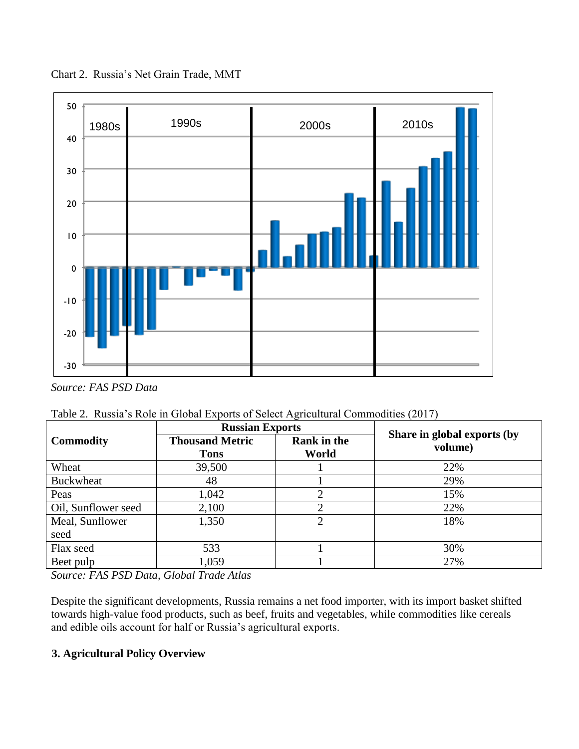Chart 2. Russia's Net Grain Trade, MMT

*Source: FAS PSD Data*

Table 2. Russia's Role in Global Exports of Select Agricultural Commodities (2017)

| Commodity | Russian Exports | | Share in global exports (by volume) |
|---|---|---|---|
| | Thousand Metric Tons | Rank in the World | |
| Wheat | 39,500 | 1 | 22% |
| Buckwheat | 48 | 1 | 29% |
| Peas | 1,042 | 2 | 15% |
| Oil, Sunflower seed | 2,100 | 2 | 22% |
| Meal, Sunflower seed | 1,350 | 2 | 18% |
| Flax seed | 533 | 1 | 30% |
| Beet pulp | 1,059 | 1 | 27% |

*Source: FAS PSD Data, Global Trade Atlas*

Despite the significant developments, Russia remains a net food importer, with its import basket shifted towards high-value food products, such as beef, fruits and vegetables, while commodities like cereals and edible oils account for half or Russia's agricultural exports.

### 3. Agricultural Policy Overview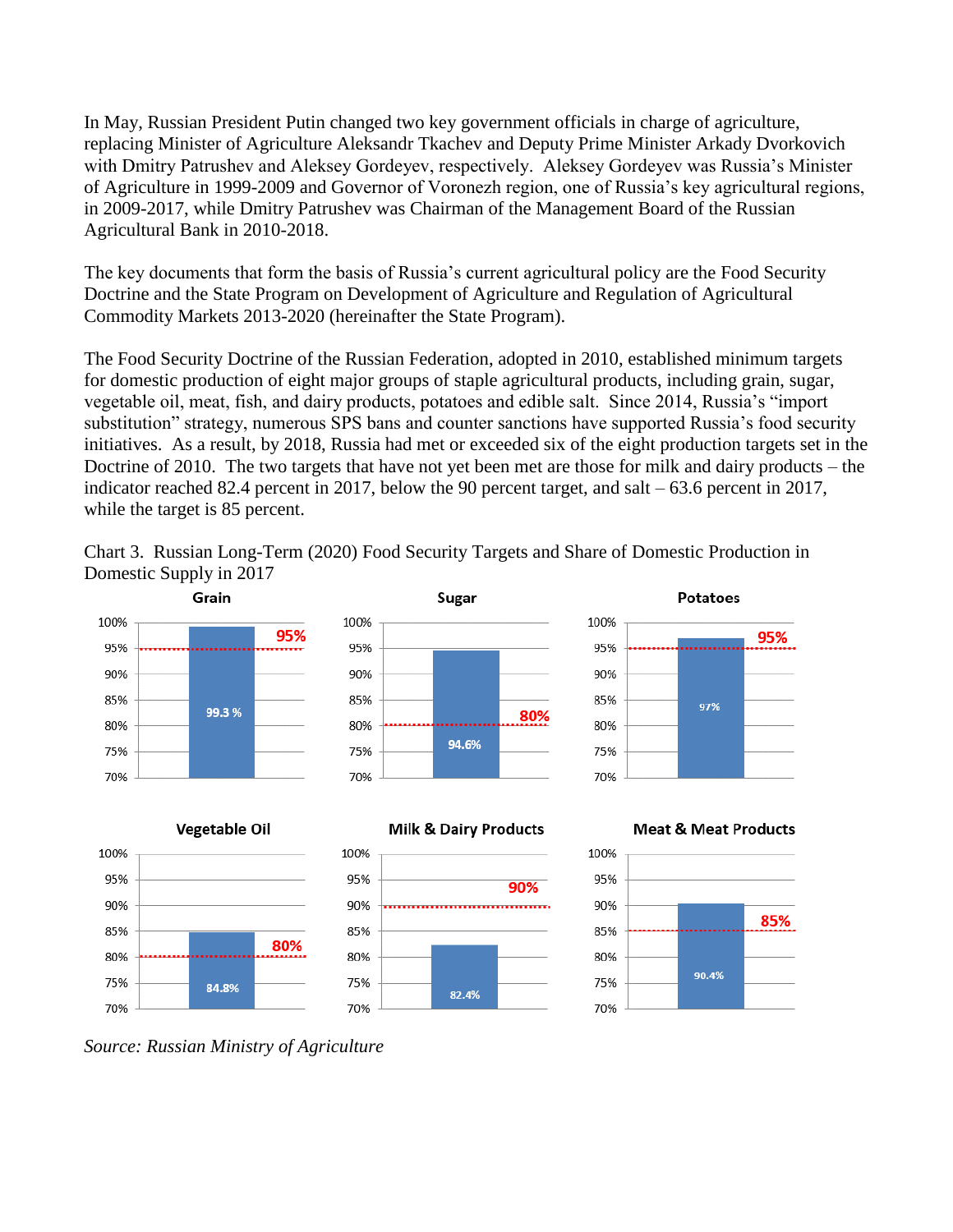In May, Russian President Putin changed two key government officials in charge of agriculture, replacing Minister of Agriculture Aleksandr Tkachev and Deputy Prime Minister Arkady Dvorkovich with Dmitry Patrushev and Aleksey Gordeyev, respectively. Aleksey Gordeyev was Russia's Minister of Agriculture in 1999-2009 and Governor of Voronezh region, one of Russia's key agricultural regions, in 2009-2017, while Dmitry Patrushev was Chairman of the Management Board of the Russian Agricultural Bank in 2010-2018.

The key documents that form the basis of Russia's current agricultural policy are the Food Security Doctrine and the State Program on Development of Agriculture and Regulation of Agricultural Commodity Markets 2013-2020 (hereinafter the State Program).

The Food Security Doctrine of the Russian Federation, adopted in 2010, established minimum targets for domestic production of eight major groups of staple agricultural products, including grain, sugar, vegetable oil, meat, fish, and dairy products, potatoes and edible salt. Since 2014, Russia's "import substitution" strategy, numerous SPS bans and counter sanctions have supported Russia's food security initiatives. As a result, by 2018, Russia had met or exceeded six of the eight production targets set in the Doctrine of 2010. The two targets that have not yet been met are those for milk and dairy products – the indicator reached 82.4 percent in 2017, below the 90 percent target, and salt – 63.6 percent in 2017, while the target is 85 percent.

Chart 3. Russian Long-Term (2020) Food Security Targets and Share of Domestic Production in Domestic Supply in 2017

| Product | Target | Share of Domestic Production in 2017 |
| --- | --- | --- |
| Grain | 95% | 99.3 % |
| Sugar | 80% | 94.6% |
| Potatoes | 95% | 97% |
| Vegetable Oil | 80% | 84.8% |
| Milk & Dairy Products | 90% | 82.4% |
| Meat & Meat Products | 85% | 90.4% |

*Source: Russian Ministry of Agriculture*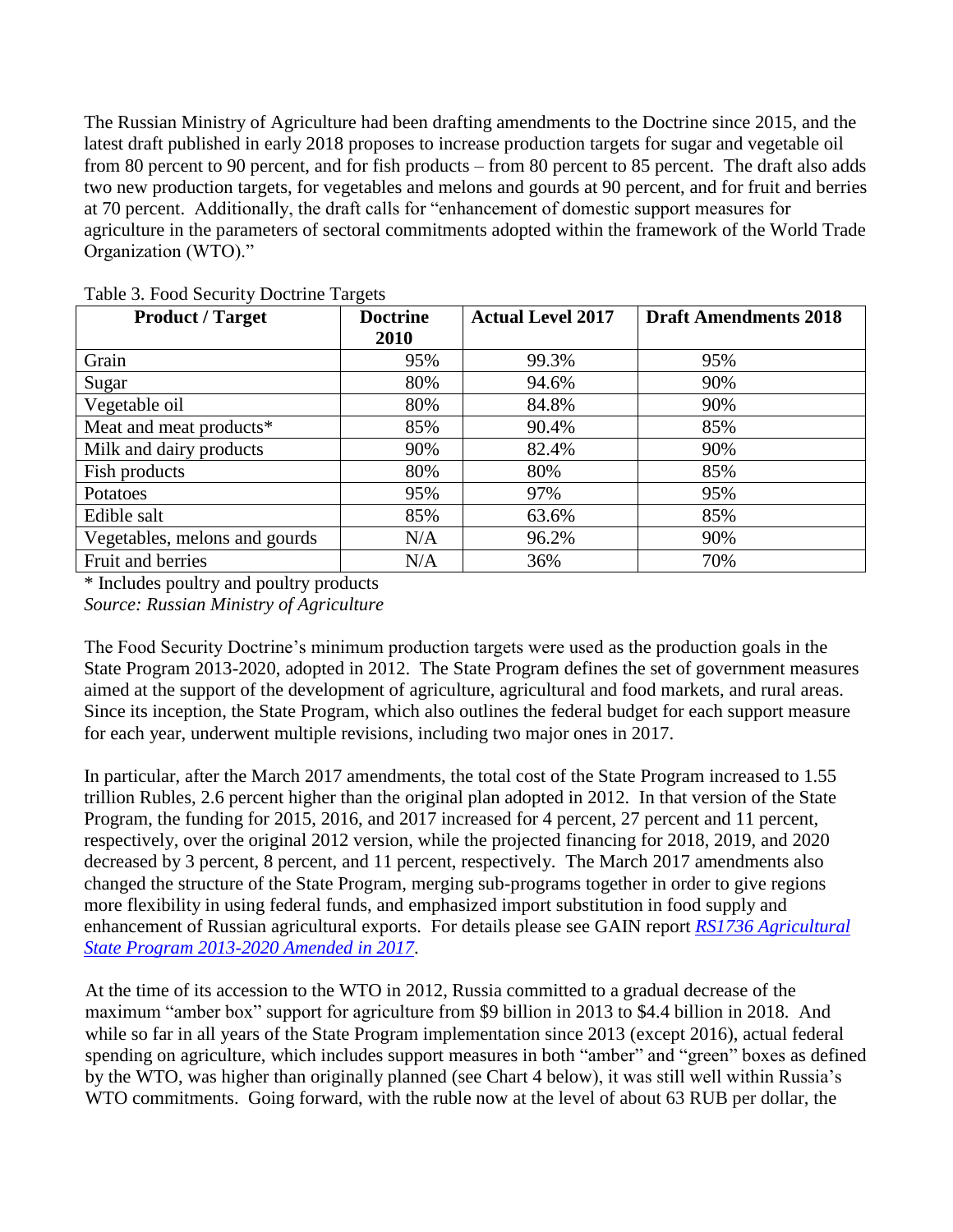The Russian Ministry of Agriculture had been drafting amendments to the Doctrine since 2015, and the latest draft published in early 2018 proposes to increase production targets for sugar and vegetable oil from 80 percent to 90 percent, and for fish products – from 80 percent to 85 percent. The draft also adds two new production targets, for vegetables and melons and gourds at 90 percent, and for fruit and berries at 70 percent. Additionally, the draft calls for "enhancement of domestic support measures for agriculture in the parameters of sectoral commitments adopted within the framework of the World Trade Organization (WTO)."

Table 3. Food Security Doctrine Targets

| Product / Target | Doctrine 2010 | Actual Level 2017 | Draft Amendments 2018 |
|---|---|---|---|
| Grain | 95% | 99.3% | 95% |
| Sugar | 80% | 94.6% | 90% |
| Vegetable oil | 80% | 84.8% | 90% |
| Meat and meat products* | 85% | 90.4% | 85% |
| Milk and dairy products | 90% | 82.4% | 90% |
| Fish products | 80% | 80% | 85% |
| Potatoes | 95% | 97% | 95% |
| Edible salt | 85% | 63.6% | 85% |
| Vegetables, melons and gourds | N/A | 96.2% | 90% |
| Fruit and berries | N/A | 36% | 70% |

\* Includes poultry and poultry products
*Source: Russian Ministry of Agriculture*

The Food Security Doctrine's minimum production targets were used as the production goals in the State Program 2013-2020, adopted in 2012. The State Program defines the set of government measures aimed at the support of the development of agriculture, agricultural and food markets, and rural areas. Since its inception, the State Program, which also outlines the federal budget for each support measure for each year, underwent multiple revisions, including two major ones in 2017.

In particular, after the March 2017 amendments, the total cost of the State Program increased to 1.55 trillion Rubles, 2.6 percent higher than the original plan adopted in 2012. In that version of the State Program, the funding for 2015, 2016, and 2017 increased for 4 percent, 27 percent and 11 percent, respectively, over the original 2012 version, while the projected financing for 2018, 2019, and 2020 decreased by 3 percent, 8 percent, and 11 percent, respectively. The March 2017 amendments also changed the structure of the State Program, merging sub-programs together in order to give regions more flexibility in using federal funds, and emphasized import substitution in food supply and enhancement of Russian agricultural exports. For details please see GAIN report *RS1736 Agricultural State Program 2013-2020 Amended in 2017*.

At the time of its accession to the WTO in 2012, Russia committed to a gradual decrease of the maximum "amber box" support for agriculture from $9 billion in 2013 to $4.4 billion in 2018. And while so far in all years of the State Program implementation since 2013 (except 2016), actual federal spending on agriculture, which includes support measures in both "amber" and "green" boxes as defined by the WTO, was higher than originally planned (see Chart 4 below), it was still well within Russia's WTO commitments. Going forward, with the ruble now at the level of about 63 RUB per dollar, the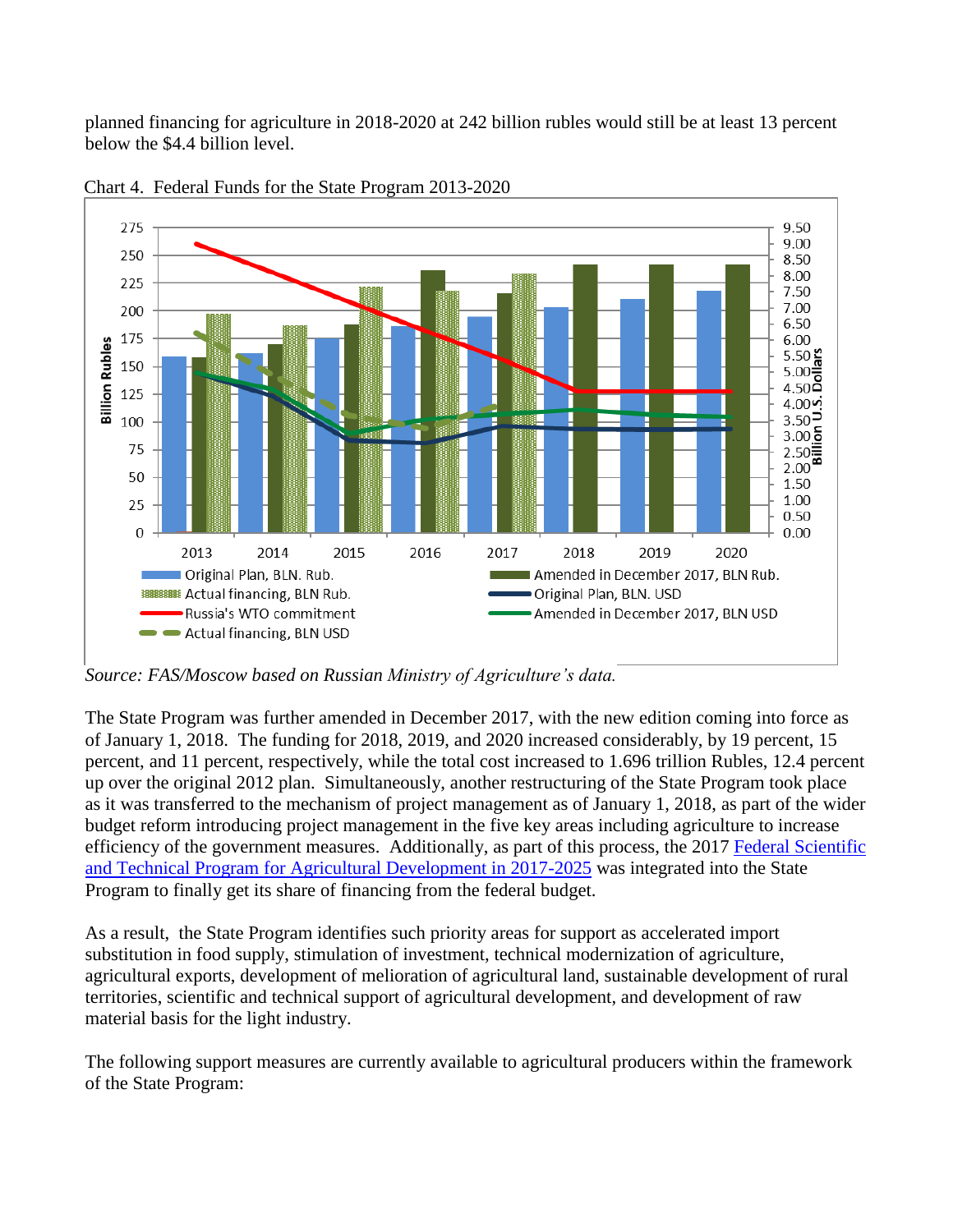planned financing for agriculture in 2018-2020 at 242 billion rubles would still be at least 13 percent below the $4.4 billion level.

Chart 4. Federal Funds for the State Program 2013-2020

*Source: FAS/Moscow based on Russian Ministry of Agriculture's data.*

The State Program was further amended in December 2017, with the new edition coming into force as of January 1, 2018. The funding for 2018, 2019, and 2020 increased considerably, by 19 percent, 15 percent, and 11 percent, respectively, while the total cost increased to 1.696 trillion Rubles, 12.4 percent up over the original 2012 plan. Simultaneously, another restructuring of the State Program took place as it was transferred to the mechanism of project management as of January 1, 2018, as part of the wider budget reform introducing project management in the five key areas including agriculture to increase efficiency of the government measures. Additionally, as part of this process, the 2017 Federal Scientific and Technical Program for Agricultural Development in 2017-2025 was integrated into the State Program to finally get its share of financing from the federal budget.

As a result, the State Program identifies such priority areas for support as accelerated import substitution in food supply, stimulation of investment, technical modernization of agriculture, agricultural exports, development of melioration of agricultural land, sustainable development of rural territories, scientific and technical support of agricultural development, and development of raw material basis for the light industry.

The following support measures are currently available to agricultural producers within the framework of the State Program: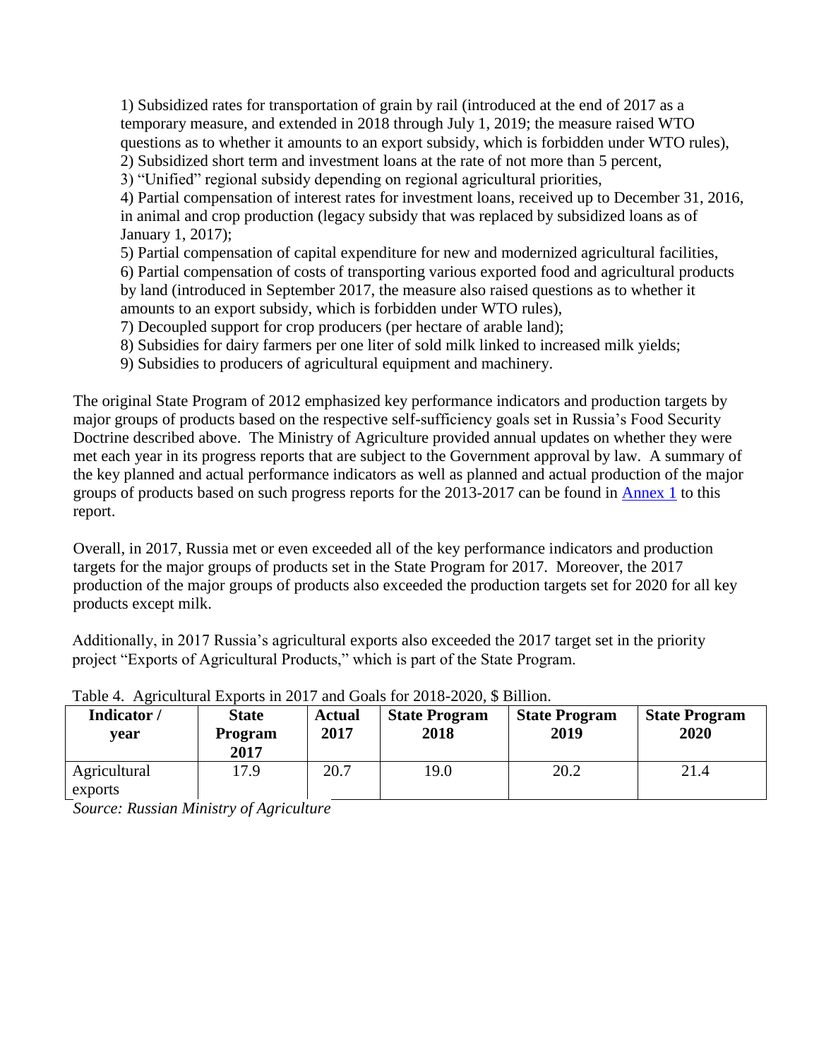1) Subsidized rates for transportation of grain by rail (introduced at the end of 2017 as a temporary measure, and extended in 2018 through July 1, 2019; the measure raised WTO questions as to whether it amounts to an export subsidy, which is forbidden under WTO rules),
2) Subsidized short term and investment loans at the rate of not more than 5 percent,
3) "Unified" regional subsidy depending on regional agricultural priorities,
4) Partial compensation of interest rates for investment loans, received up to December 31, 2016, in animal and crop production (legacy subsidy that was replaced by subsidized loans as of January 1, 2017);
5) Partial compensation of capital expenditure for new and modernized agricultural facilities,
6) Partial compensation of costs of transporting various exported food and agricultural products by land (introduced in September 2017, the measure also raised questions as to whether it amounts to an export subsidy, which is forbidden under WTO rules),
7) Decoupled support for crop producers (per hectare of arable land);
8) Subsidies for dairy farmers per one liter of sold milk linked to increased milk yields;
9) Subsidies to producers of agricultural equipment and machinery.

The original State Program of 2012 emphasized key performance indicators and production targets by major groups of products based on the respective self-sufficiency goals set in Russia's Food Security Doctrine described above. The Ministry of Agriculture provided annual updates on whether they were met each year in its progress reports that are subject to the Government approval by law. A summary of the key planned and actual performance indicators as well as planned and actual production of the major groups of products based on such progress reports for the 2013-2017 can be found in Annex 1 to this report.

Overall, in 2017, Russia met or even exceeded all of the key performance indicators and production targets for the major groups of products set in the State Program for 2017. Moreover, the 2017 production of the major groups of products also exceeded the production targets set for 2020 for all key products except milk.

Additionally, in 2017 Russia's agricultural exports also exceeded the 2017 target set in the priority project "Exports of Agricultural Products," which is part of the State Program.

Table 4. Agricultural Exports in 2017 and Goals for 2018-2020, $ Billion.

| Indicator / year | State Program 2017 | Actual 2017 | State Program 2018 | State Program 2019 | State Program 2020 |
|---|---|---|---|---|---|
| Agricultural exports | 17.9 | 20.7 | 19.0 | 20.2 | 21.4 |

*Source: Russian Ministry of Agriculture*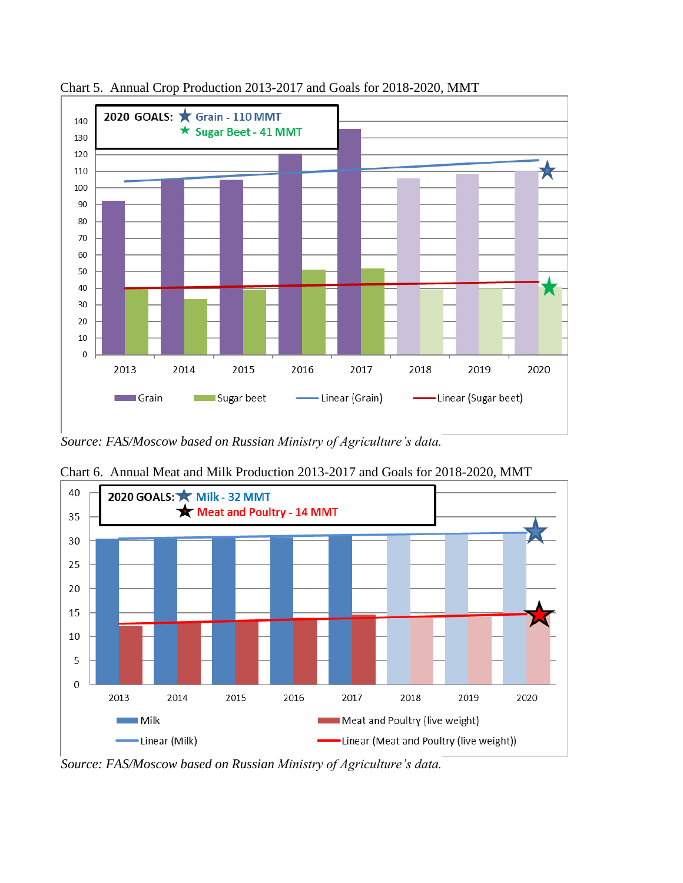Chart 5. Annual Crop Production 2013-2017 and Goals for 2018-2020, MMT

2020 GOALS: ★ Grain - 110 MMT
★ Sugar Beet - 41 MMT

Grain | Sugar beet | Linear (Grain) | Linear (Sugar beet)

*Source: FAS/Moscow based on Russian Ministry of Agriculture's data.*

Chart 6. Annual Meat and Milk Production 2013-2017 and Goals for 2018-2020, MMT

2020 GOALS: ★ Milk - 32 MMT
★ Meat and Poultry - 14 MMT

Milk | Meat and Poultry (live weight) | Linear (Milk) | Linear (Meat and Poultry (live weight))

*Source: FAS/Moscow based on Russian Ministry of Agriculture's data.*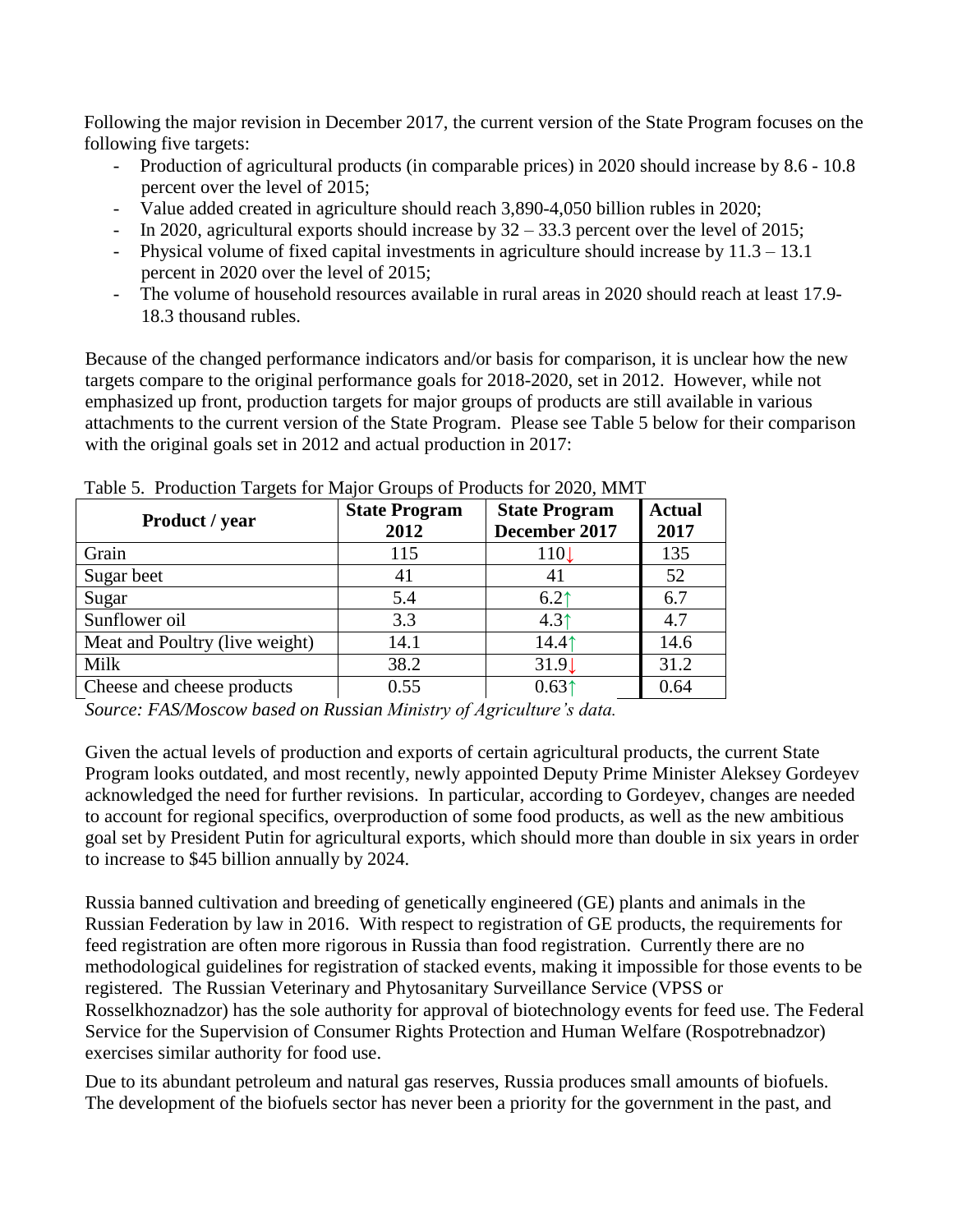Following the major revision in December 2017, the current version of the State Program focuses on the following five targets:

- Production of agricultural products (in comparable prices) in 2020 should increase by 8.6 - 10.8 percent over the level of 2015;
- Value added created in agriculture should reach 3,890-4,050 billion rubles in 2020;
- In 2020, agricultural exports should increase by 32 – 33.3 percent over the level of 2015;
- Physical volume of fixed capital investments in agriculture should increase by 11.3 – 13.1 percent in 2020 over the level of 2015;
- The volume of household resources available in rural areas in 2020 should reach at least 17.9-18.3 thousand rubles.

Because of the changed performance indicators and/or basis for comparison, it is unclear how the new targets compare to the original performance goals for 2018-2020, set in 2012. However, while not emphasized up front, production targets for major groups of products are still available in various attachments to the current version of the State Program. Please see Table 5 below for their comparison with the original goals set in 2012 and actual production in 2017:

Table 5. Production Targets for Major Groups of Products for 2020, MMT

| Product / year | State Program 2012 | State Program December 2017 | Actual 2017 |
|---|---|---|---|
| Grain | 115 | 110↓ | 135 |
| Sugar beet | 41 | 41 | 52 |
| Sugar | 5.4 | 6.2↑ | 6.7 |
| Sunflower oil | 3.3 | 4.3↑ | 4.7 |
| Meat and Poultry (live weight) | 14.1 | 14.4↑ | 14.6 |
| Milk | 38.2 | 31.9↓ | 31.2 |
| Cheese and cheese products | 0.55 | 0.63↑ | 0.64 |

*Source: FAS/Moscow based on Russian Ministry of Agriculture's data.*

Given the actual levels of production and exports of certain agricultural products, the current State Program looks outdated, and most recently, newly appointed Deputy Prime Minister Aleksey Gordeyev acknowledged the need for further revisions. In particular, according to Gordeyev, changes are needed to account for regional specifics, overproduction of some food products, as well as the new ambitious goal set by President Putin for agricultural exports, which should more than double in six years in order to increase to $45 billion annually by 2024.

Russia banned cultivation and breeding of genetically engineered (GE) plants and animals in the Russian Federation by law in 2016. With respect to registration of GE products, the requirements for feed registration are often more rigorous in Russia than food registration. Currently there are no methodological guidelines for registration of stacked events, making it impossible for those events to be registered. The Russian Veterinary and Phytosanitary Surveillance Service (VPSS or Rosselkhoznadzor) has the sole authority for approval of biotechnology events for feed use. The Federal Service for the Supervision of Consumer Rights Protection and Human Welfare (Rospotrebnadzor) exercises similar authority for food use.

Due to its abundant petroleum and natural gas reserves, Russia produces small amounts of biofuels. The development of the biofuels sector has never been a priority for the government in the past, and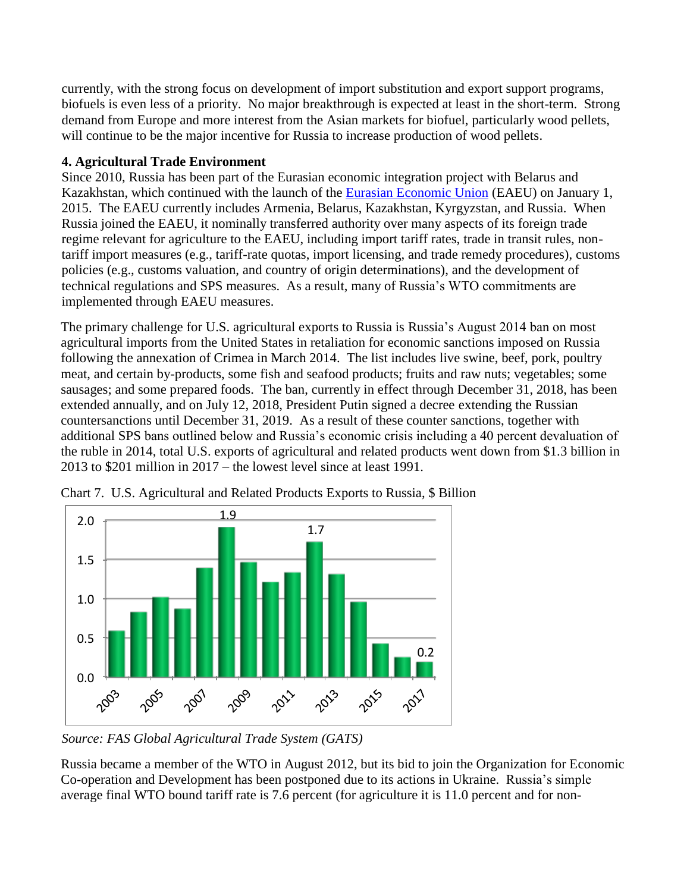currently, with the strong focus on development of import substitution and export support programs, biofuels is even less of a priority. No major breakthrough is expected at least in the short-term. Strong demand from Europe and more interest from the Asian markets for biofuel, particularly wood pellets, will continue to be the major incentive for Russia to increase production of wood pellets.

### 4. Agricultural Trade Environment

Since 2010, Russia has been part of the Eurasian economic integration project with Belarus and Kazakhstan, which continued with the launch of the Eurasian Economic Union (EAEU) on January 1, 2015. The EAEU currently includes Armenia, Belarus, Kazakhstan, Kyrgyzstan, and Russia. When Russia joined the EAEU, it nominally transferred authority over many aspects of its foreign trade regime relevant for agriculture to the EAEU, including import tariff rates, trade in transit rules, non-tariff import measures (e.g., tariff-rate quotas, import licensing, and trade remedy procedures), customs policies (e.g., customs valuation, and country of origin determinations), and the development of technical regulations and SPS measures. As a result, many of Russia's WTO commitments are implemented through EAEU measures.

The primary challenge for U.S. agricultural exports to Russia is Russia's August 2014 ban on most agricultural imports from the United States in retaliation for economic sanctions imposed on Russia following the annexation of Crimea in March 2014. The list includes live swine, beef, pork, poultry meat, and certain by-products, some fish and seafood products; fruits and raw nuts; vegetables; some sausages; and some prepared foods. The ban, currently in effect through December 31, 2018, has been extended annually, and on July 12, 2018, President Putin signed a decree extending the Russian countersanctions until December 31, 2019. As a result of these counter sanctions, together with additional SPS bans outlined below and Russia's economic crisis including a 40 percent devaluation of the ruble in 2014, total U.S. exports of agricultural and related products went down from $1.3 billion in 2013 to $201 million in 2017 – the lowest level since at least 1991.

Chart 7. U.S. Agricultural and Related Products Exports to Russia, $ Billion

*Source: FAS Global Agricultural Trade System (GATS)*

Russia became a member of the WTO in August 2012, but its bid to join the Organization for Economic Co-operation and Development has been postponed due to its actions in Ukraine. Russia's simple average final WTO bound tariff rate is 7.6 percent (for agriculture it is 11.0 percent and for non-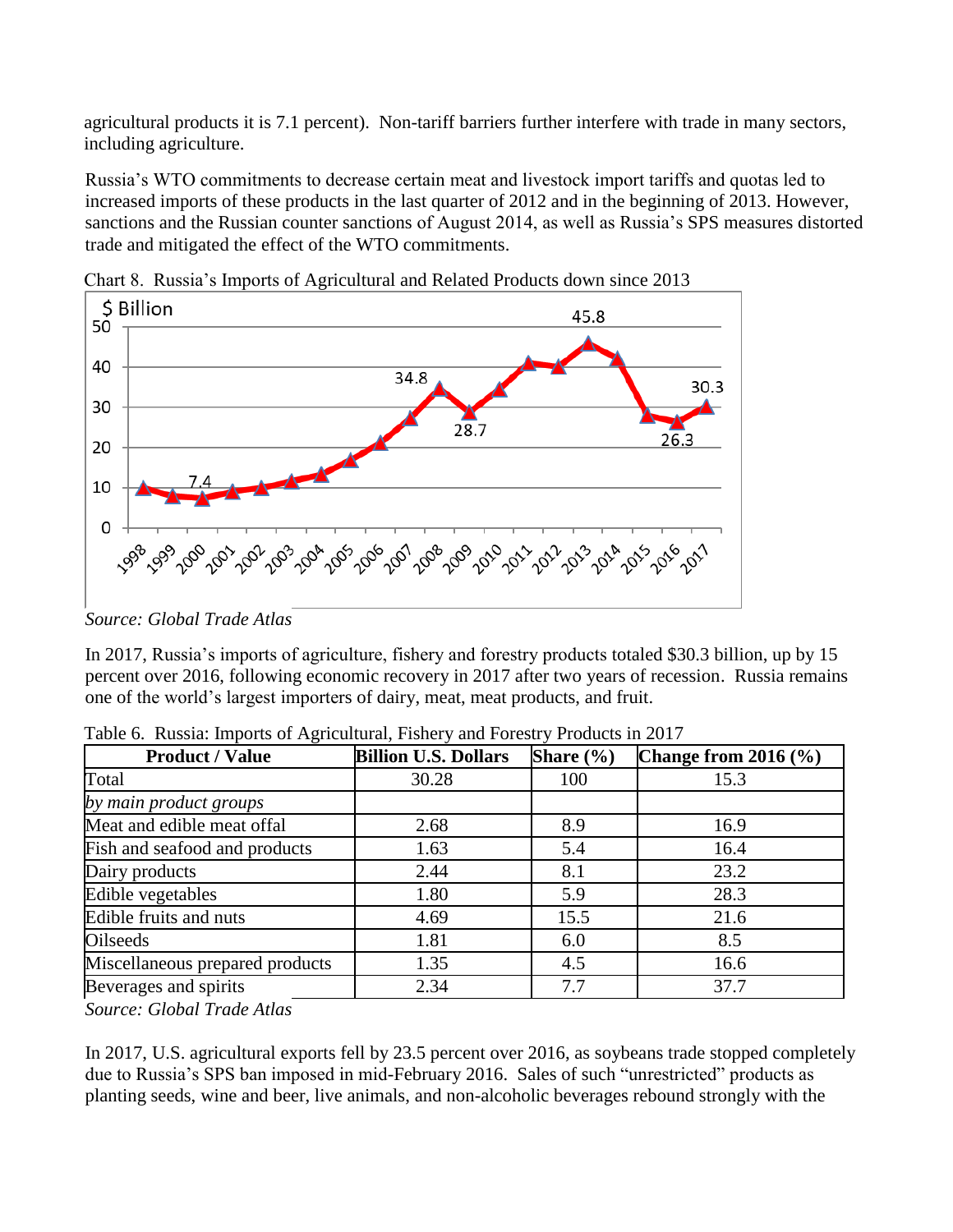agricultural products it is 7.1 percent). Non-tariff barriers further interfere with trade in many sectors, including agriculture.

Russia's WTO commitments to decrease certain meat and livestock import tariffs and quotas led to increased imports of these products in the last quarter of 2012 and in the beginning of 2013. However, sanctions and the Russian counter sanctions of August 2014, as well as Russia's SPS measures distorted trade and mitigated the effect of the WTO commitments.

Chart 8. Russia's Imports of Agricultural and Related Products down since 2013

*Source: Global Trade Atlas*

In 2017, Russia's imports of agriculture, fishery and forestry products totaled $30.3 billion, up by 15 percent over 2016, following economic recovery in 2017 after two years of recession. Russia remains one of the world's largest importers of dairy, meat, meat products, and fruit.

Table 6. Russia: Imports of Agricultural, Fishery and Forestry Products in 2017

| Product / Value | Billion U.S. Dollars | Share (%) | Change from 2016 (%) |
|---|---|---|---|
| Total | 30.28 | 100 | 15.3 |
| *by main product groups* | | | |
| Meat and edible meat offal | 2.68 | 8.9 | 16.9 |
| Fish and seafood and products | 1.63 | 5.4 | 16.4 |
| Dairy products | 2.44 | 8.1 | 23.2 |
| Edible vegetables | 1.80 | 5.9 | 28.3 |
| Edible fruits and nuts | 4.69 | 15.5 | 21.6 |
| Oilseeds | 1.81 | 6.0 | 8.5 |
| Miscellaneous prepared products | 1.35 | 4.5 | 16.6 |
| Beverages and spirits | 2.34 | 7.7 | 37.7 |

*Source: Global Trade Atlas*

In 2017, U.S. agricultural exports fell by 23.5 percent over 2016, as soybeans trade stopped completely due to Russia's SPS ban imposed in mid-February 2016. Sales of such "unrestricted" products as planting seeds, wine and beer, live animals, and non-alcoholic beverages rebound strongly with the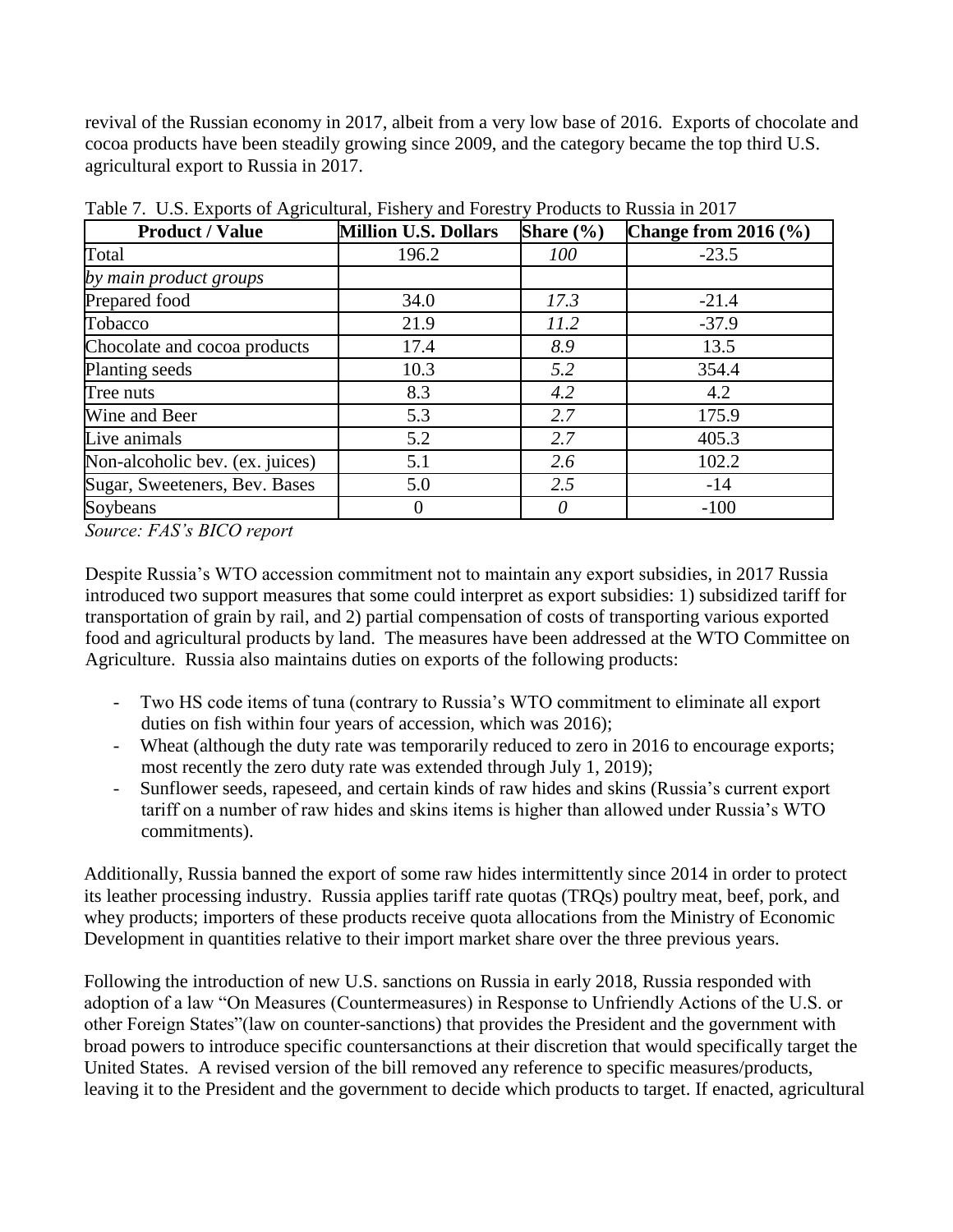revival of the Russian economy in 2017, albeit from a very low base of 2016. Exports of chocolate and cocoa products have been steadily growing since 2009, and the category became the top third U.S. agricultural export to Russia in 2017.

Table 7. U.S. Exports of Agricultural, Fishery and Forestry Products to Russia in 2017

| Product / Value | Million U.S. Dollars | Share (%) | Change from 2016 (%) |
|---|---|---|---|
| Total | 196.2 | *100* | -23.5 |
| *by main product groups* | | | |
| Prepared food | 34.0 | *17.3* | -21.4 |
| Tobacco | 21.9 | *11.2* | -37.9 |
| Chocolate and cocoa products | 17.4 | *8.9* | 13.5 |
| Planting seeds | 10.3 | *5.2* | 354.4 |
| Tree nuts | 8.3 | *4.2* | 4.2 |
| Wine and Beer | 5.3 | *2.7* | 175.9 |
| Live animals | 5.2 | *2.7* | 405.3 |
| Non-alcoholic bev. (ex. juices) | 5.1 | *2.6* | 102.2 |
| Sugar, Sweeteners, Bev. Bases | 5.0 | *2.5* | -14 |
| Soybeans | 0 | *0* | -100 |

*Source: FAS's BICO report*

Despite Russia's WTO accession commitment not to maintain any export subsidies, in 2017 Russia introduced two support measures that some could interpret as export subsidies: 1) subsidized tariff for transportation of grain by rail, and 2) partial compensation of costs of transporting various exported food and agricultural products by land. The measures have been addressed at the WTO Committee on Agriculture. Russia also maintains duties on exports of the following products:

- Two HS code items of tuna (contrary to Russia's WTO commitment to eliminate all export duties on fish within four years of accession, which was 2016);
- Wheat (although the duty rate was temporarily reduced to zero in 2016 to encourage exports; most recently the zero duty rate was extended through July 1, 2019);
- Sunflower seeds, rapeseed, and certain kinds of raw hides and skins (Russia's current export tariff on a number of raw hides and skins items is higher than allowed under Russia's WTO commitments).

Additionally, Russia banned the export of some raw hides intermittently since 2014 in order to protect its leather processing industry. Russia applies tariff rate quotas (TRQs) poultry meat, beef, pork, and whey products; importers of these products receive quota allocations from the Ministry of Economic Development in quantities relative to their import market share over the three previous years.

Following the introduction of new U.S. sanctions on Russia in early 2018, Russia responded with adoption of a law "On Measures (Countermeasures) in Response to Unfriendly Actions of the U.S. or other Foreign States"(law on counter-sanctions) that provides the President and the government with broad powers to introduce specific countersanctions at their discretion that would specifically target the United States. A revised version of the bill removed any reference to specific measures/products, leaving it to the President and the government to decide which products to target. If enacted, agricultural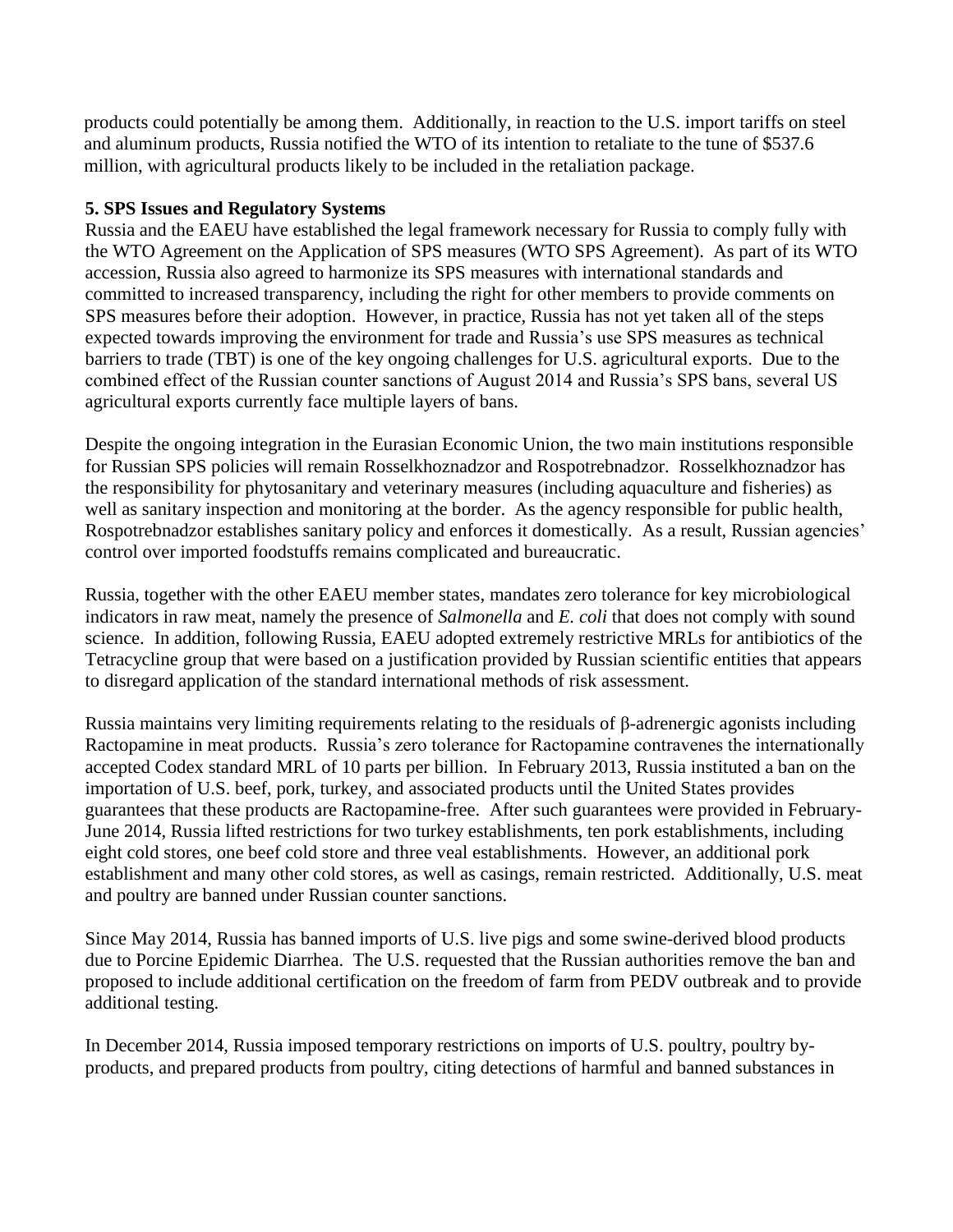products could potentially be among them. Additionally, in reaction to the U.S. import tariffs on steel and aluminum products, Russia notified the WTO of its intention to retaliate to the tune of $537.6 million, with agricultural products likely to be included in the retaliation package.

**5. SPS Issues and Regulatory Systems**

Russia and the EAEU have established the legal framework necessary for Russia to comply fully with the WTO Agreement on the Application of SPS measures (WTO SPS Agreement). As part of its WTO accession, Russia also agreed to harmonize its SPS measures with international standards and committed to increased transparency, including the right for other members to provide comments on SPS measures before their adoption. However, in practice, Russia has not yet taken all of the steps expected towards improving the environment for trade and Russia's use SPS measures as technical barriers to trade (TBT) is one of the key ongoing challenges for U.S. agricultural exports. Due to the combined effect of the Russian counter sanctions of August 2014 and Russia's SPS bans, several US agricultural exports currently face multiple layers of bans.

Despite the ongoing integration in the Eurasian Economic Union, the two main institutions responsible for Russian SPS policies will remain Rosselkhoznadzor and Rospotrebnadzor. Rosselkhoznadzor has the responsibility for phytosanitary and veterinary measures (including aquaculture and fisheries) as well as sanitary inspection and monitoring at the border. As the agency responsible for public health, Rospotrebnadzor establishes sanitary policy and enforces it domestically. As a result, Russian agencies' control over imported foodstuffs remains complicated and bureaucratic.

Russia, together with the other EAEU member states, mandates zero tolerance for key microbiological indicators in raw meat, namely the presence of *Salmonella* and *E. coli* that does not comply with sound science. In addition, following Russia, EAEU adopted extremely restrictive MRLs for antibiotics of the Tetracycline group that were based on a justification provided by Russian scientific entities that appears to disregard application of the standard international methods of risk assessment.

Russia maintains very limiting requirements relating to the residuals of β-adrenergic agonists including Ractopamine in meat products. Russia's zero tolerance for Ractopamine contravenes the internationally accepted Codex standard MRL of 10 parts per billion. In February 2013, Russia instituted a ban on the importation of U.S. beef, pork, turkey, and associated products until the United States provides guarantees that these products are Ractopamine-free. After such guarantees were provided in February-June 2014, Russia lifted restrictions for two turkey establishments, ten pork establishments, including eight cold stores, one beef cold store and three veal establishments. However, an additional pork establishment and many other cold stores, as well as casings, remain restricted. Additionally, U.S. meat and poultry are banned under Russian counter sanctions.

Since May 2014, Russia has banned imports of U.S. live pigs and some swine-derived blood products due to Porcine Epidemic Diarrhea. The U.S. requested that the Russian authorities remove the ban and proposed to include additional certification on the freedom of farm from PEDV outbreak and to provide additional testing.

In December 2014, Russia imposed temporary restrictions on imports of U.S. poultry, poultry by-products, and prepared products from poultry, citing detections of harmful and banned substances in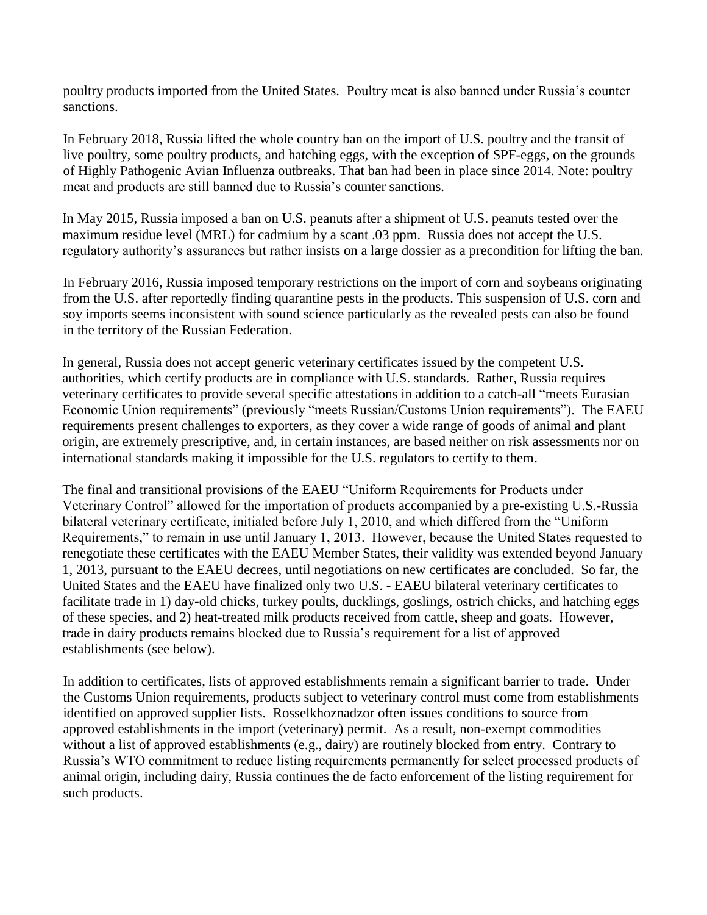poultry products imported from the United States. Poultry meat is also banned under Russia's counter sanctions.

In February 2018, Russia lifted the whole country ban on the import of U.S. poultry and the transit of live poultry, some poultry products, and hatching eggs, with the exception of SPF-eggs, on the grounds of Highly Pathogenic Avian Influenza outbreaks. That ban had been in place since 2014. Note: poultry meat and products are still banned due to Russia's counter sanctions.

In May 2015, Russia imposed a ban on U.S. peanuts after a shipment of U.S. peanuts tested over the maximum residue level (MRL) for cadmium by a scant .03 ppm. Russia does not accept the U.S. regulatory authority's assurances but rather insists on a large dossier as a precondition for lifting the ban.

In February 2016, Russia imposed temporary restrictions on the import of corn and soybeans originating from the U.S. after reportedly finding quarantine pests in the products. This suspension of U.S. corn and soy imports seems inconsistent with sound science particularly as the revealed pests can also be found in the territory of the Russian Federation.

In general, Russia does not accept generic veterinary certificates issued by the competent U.S. authorities, which certify products are in compliance with U.S. standards. Rather, Russia requires veterinary certificates to provide several specific attestations in addition to a catch-all "meets Eurasian Economic Union requirements" (previously "meets Russian/Customs Union requirements"). The EAEU requirements present challenges to exporters, as they cover a wide range of goods of animal and plant origin, are extremely prescriptive, and, in certain instances, are based neither on risk assessments nor on international standards making it impossible for the U.S. regulators to certify to them.

The final and transitional provisions of the EAEU "Uniform Requirements for Products under Veterinary Control" allowed for the importation of products accompanied by a pre-existing U.S.-Russia bilateral veterinary certificate, initialed before July 1, 2010, and which differed from the "Uniform Requirements," to remain in use until January 1, 2013. However, because the United States requested to renegotiate these certificates with the EAEU Member States, their validity was extended beyond January 1, 2013, pursuant to the EAEU decrees, until negotiations on new certificates are concluded. So far, the United States and the EAEU have finalized only two U.S. - EAEU bilateral veterinary certificates to facilitate trade in 1) day-old chicks, turkey poults, ducklings, goslings, ostrich chicks, and hatching eggs of these species, and 2) heat-treated milk products received from cattle, sheep and goats. However, trade in dairy products remains blocked due to Russia's requirement for a list of approved establishments (see below).

In addition to certificates, lists of approved establishments remain a significant barrier to trade. Under the Customs Union requirements, products subject to veterinary control must come from establishments identified on approved supplier lists. Rosselkhoznadzor often issues conditions to source from approved establishments in the import (veterinary) permit. As a result, non-exempt commodities without a list of approved establishments (e.g., dairy) are routinely blocked from entry. Contrary to Russia's WTO commitment to reduce listing requirements permanently for select processed products of animal origin, including dairy, Russia continues the de facto enforcement of the listing requirement for such products.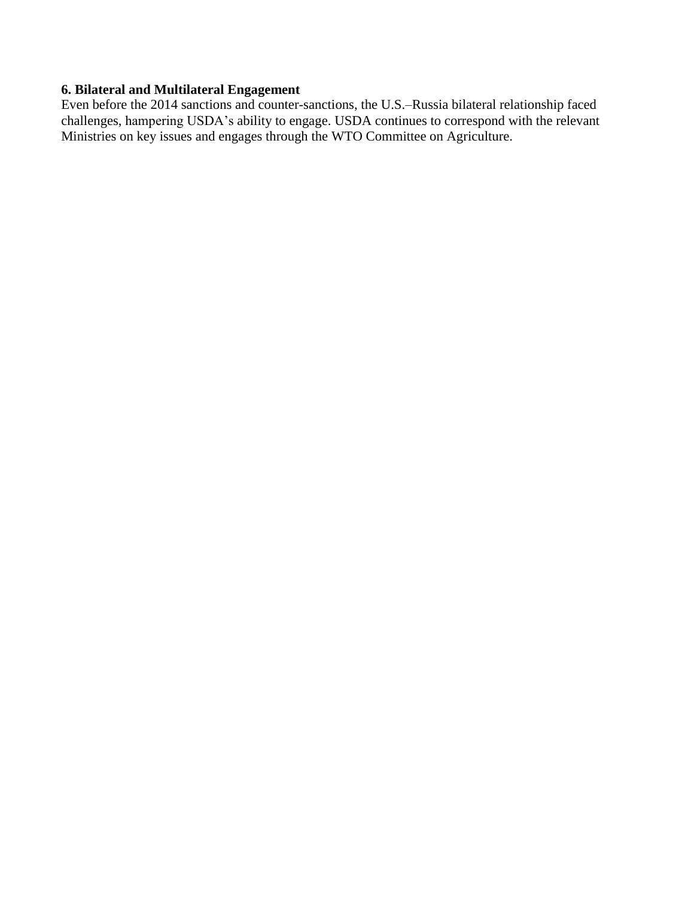**6. Bilateral and Multilateral Engagement**

Even before the 2014 sanctions and counter-sanctions, the U.S.–Russia bilateral relationship faced challenges, hampering USDA's ability to engage. USDA continues to correspond with the relevant Ministries on key issues and engages through the WTO Committee on Agriculture.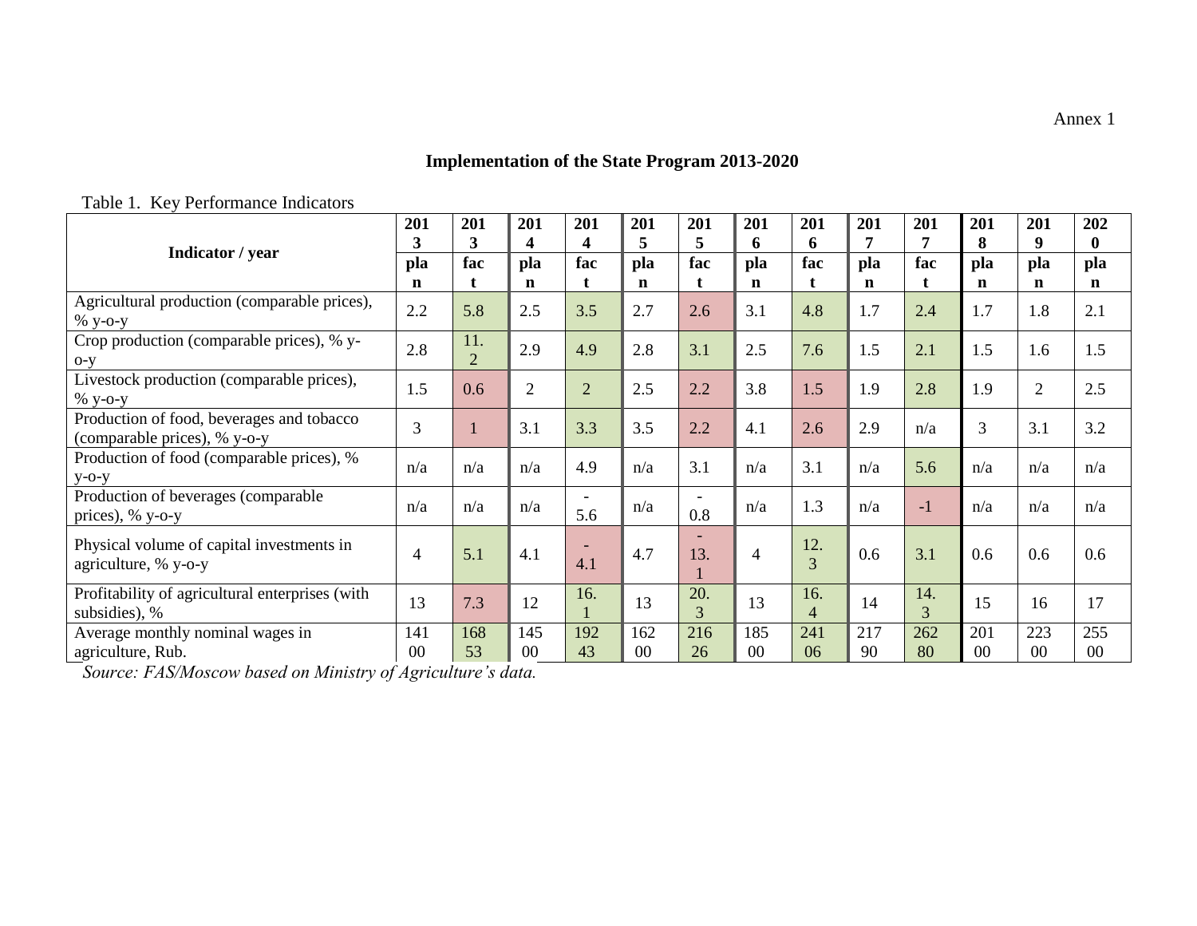Annex 1

## Implementation of the State Program 2013-2020

Table 1. Key Performance Indicators

| Indicator / year | 2013 | 2013 | 2014 | 2014 | 2015 | 2015 | 2016 | 2016 | 2017 | 2017 | 2018 | 2019 | 2020 |
|---|---|---|---|---|---|---|---|---|---|---|---|---|---|
| | plan | fact | plan | fact | plan | fact | plan | fact | plan | fact | plan | plan | plan |
| Agricultural production (comparable prices), % y-o-y | 2.2 | 5.8 | 2.5 | 3.5 | 2.7 | 2.6 | 3.1 | 4.8 | 1.7 | 2.4 | 1.7 | 1.8 | 2.1 |
| Crop production (comparable prices), % y-o-y | 2.8 | 11.2 | 2.9 | 4.9 | 2.8 | 3.1 | 2.5 | 7.6 | 1.5 | 2.1 | 1.5 | 1.6 | 1.5 |
| Livestock production (comparable prices), % y-o-y | 1.5 | 0.6 | 2 | 2 | 2.5 | 2.2 | 3.8 | 1.5 | 1.9 | 2.8 | 1.9 | 2 | 2.5 |
| Production of food, beverages and tobacco (comparable prices), % y-o-y | 3 | 1 | 3.1 | 3.3 | 3.5 | 2.2 | 4.1 | 2.6 | 2.9 | n/a | 3 | 3.1 | 3.2 |
| Production of food (comparable prices), % y-o-y | n/a | n/a | n/a | 4.9 | n/a | 3.1 | n/a | 3.1 | n/a | 5.6 | n/a | n/a | n/a |
| Production of beverages (comparable prices), % y-o-y | n/a | n/a | n/a | -5.6 | n/a | -0.8 | n/a | 1.3 | n/a | -1 | n/a | n/a | n/a |
| Physical volume of capital investments in agriculture, % y-o-y | 4 | 5.1 | 4.1 | -4.1 | 4.7 | -13.1 | 4 | 12.3 | 0.6 | 3.1 | 0.6 | 0.6 | 0.6 |
| Profitability of agricultural enterprises (with subsidies), % | 13 | 7.3 | 12 | 16.1 | 13 | 20.3 | 13 | 16.4 | 14 | 14.3 | 15 | 16 | 17 |
| Average monthly nominal wages in agriculture, Rub. | 14100 | 16853 | 14500 | 19243 | 16200 | 21626 | 18500 | 24106 | 21790 | 26280 | 20100 | 22300 | 25500 |

*Source: FAS/Moscow based on Ministry of Agriculture's data.*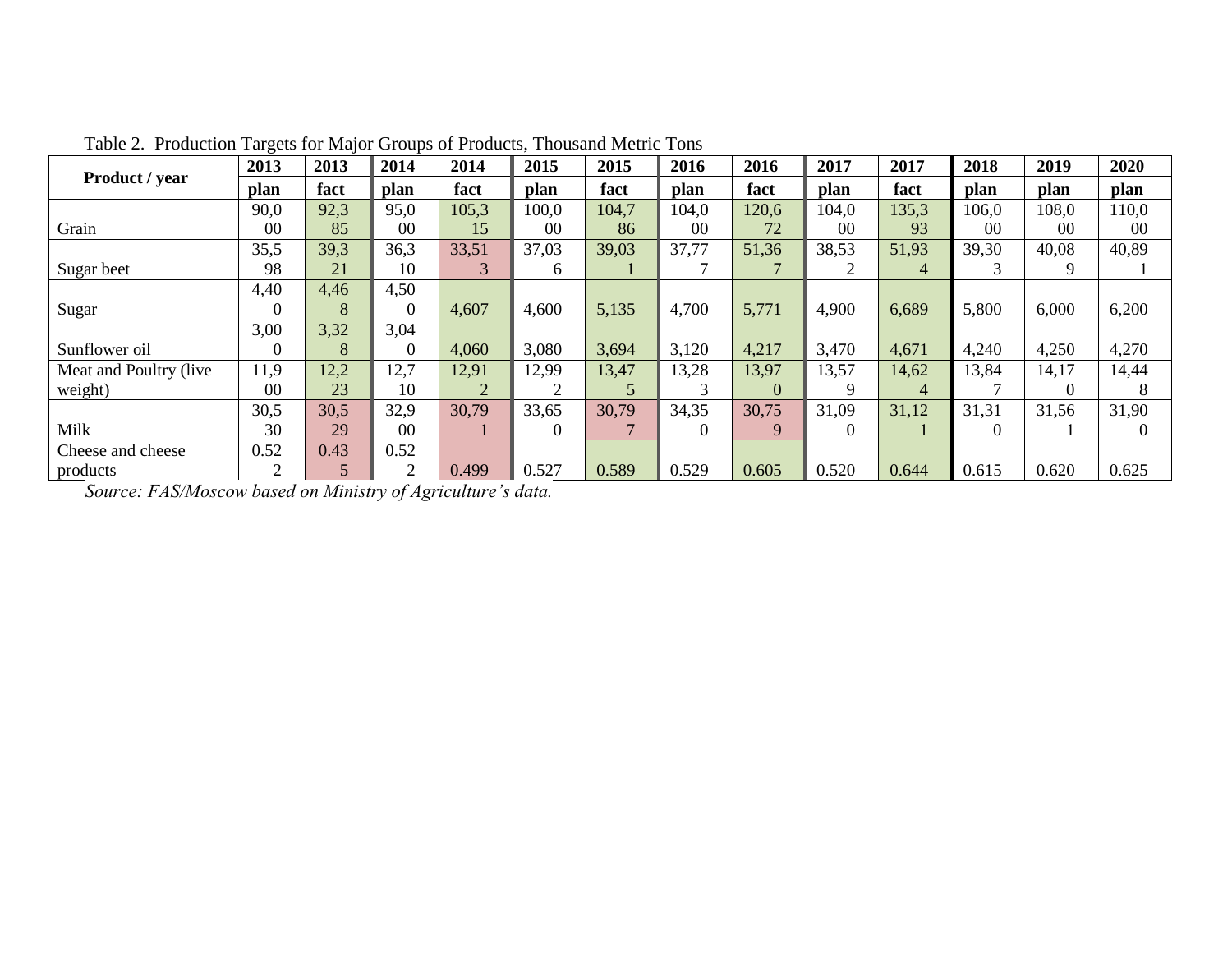Table 2. Production Targets for Major Groups of Products, Thousand Metric Tons

| Product / year | 2013 plan | 2013 fact | 2014 plan | 2014 fact | 2015 plan | 2015 fact | 2016 plan | 2016 fact | 2017 plan | 2017 fact | 2018 plan | 2019 plan | 2020 plan |
|---|---|---|---|---|---|---|---|---|---|---|---|---|---|
| Grain | 90,000 | 92,385 | 95,000 | 105,315 | 100,000 | 104,786 | 104,000 | 120,672 | 104,000 | 135,393 | 106,000 | 108,000 | 110,000 |
| Sugar beet | 35,598 | 39,321 | 36,310 | 33,513 | 37,036 | 39,031 | 37,777 | 51,367 | 38,532 | 51,934 | 39,303 | 40,089 | 40,891 |
| Sugar | 4,400 | 4,468 | 4,500 | 4,607 | 4,600 | 5,135 | 4,700 | 5,771 | 4,900 | 6,689 | 5,800 | 6,000 | 6,200 |
| Sunflower oil | 3,000 | 3,328 | 3,040 | 4,060 | 3,080 | 3,694 | 3,120 | 4,217 | 3,470 | 4,671 | 4,240 | 4,250 | 4,270 |
| Meat and Poultry (live weight) | 11,900 | 12,223 | 12,710 | 12,912 | 12,992 | 13,475 | 13,283 | 13,970 | 13,579 | 14,624 | 13,847 | 14,170 | 14,448 |
| Milk | 30,530 | 30,529 | 32,900 | 30,791 | 33,650 | 30,797 | 34,350 | 30,759 | 31,090 | 31,121 | 31,310 | 31,561 | 31,900 |
| Cheese and cheese products | 0.522 | 0.435 | 0.522 | 0.499 | 0.527 | 0.589 | 0.529 | 0.605 | 0.520 | 0.644 | 0.615 | 0.620 | 0.625 |

*Source: FAS/Moscow based on Ministry of Agriculture's data.*